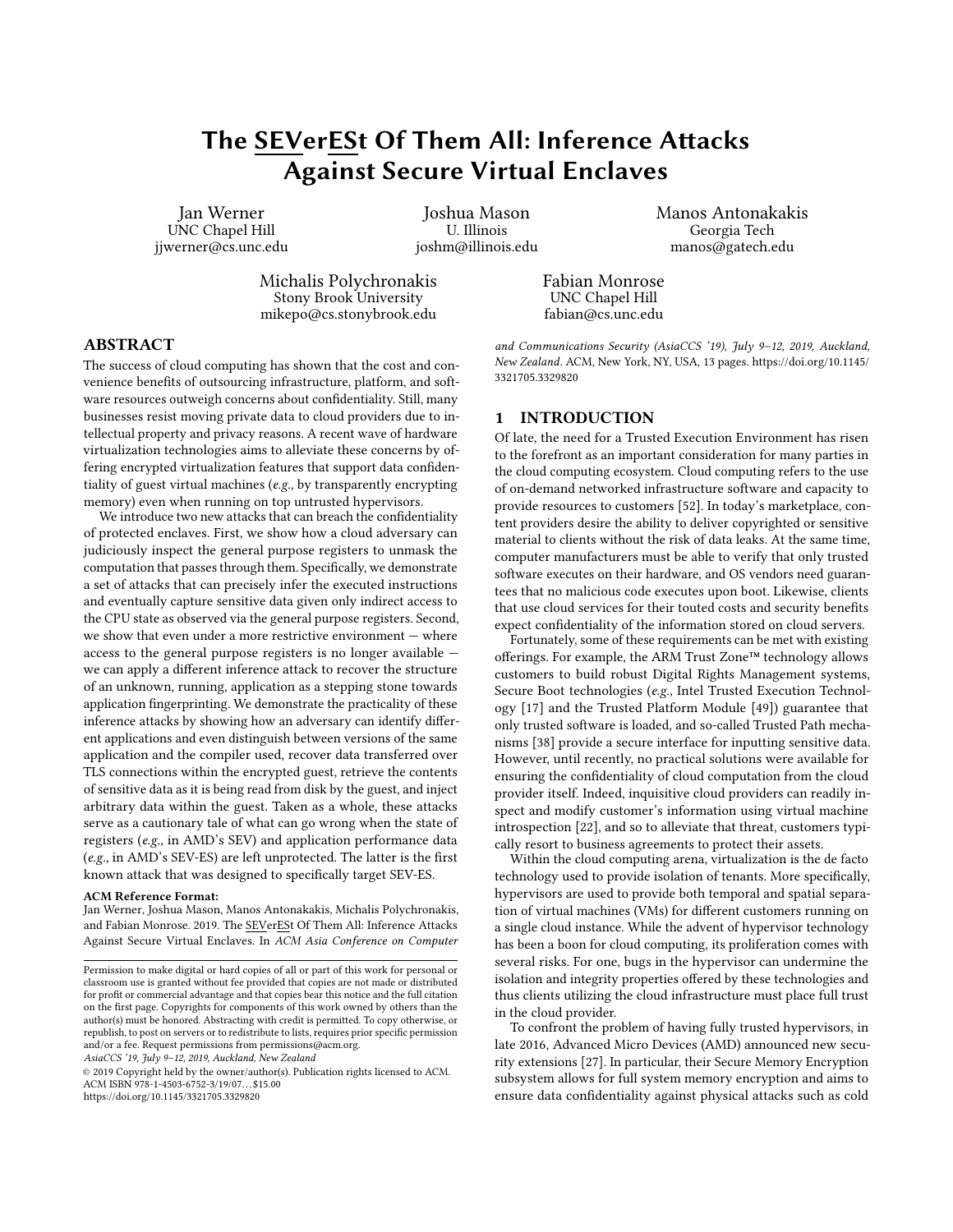# The SEVerESt Of Them All: Inference Attacks Against Secure Virtual Enclaves

Jan Werner
UNC Chapel Hill
jjwerner@cs.unc.edu

Joshua Mason
U. Illinois
joshm@illinois.edu

Manos Antonakakis
Georgia Tech
manos@gatech.edu

Michalis Polychronakis
Stony Brook University
mikepo@cs.stonybrook.edu

Fabian Monrose
UNC Chapel Hill
fabian@cs.unc.edu

## ABSTRACT

The success of cloud computing has shown that the cost and convenience benefits of outsourcing infrastructure, platform, and software resources outweigh concerns about confidentiality. Still, many businesses resist moving private data to cloud providers due to intellectual property and privacy reasons. A recent wave of hardware virtualization technologies aims to alleviate these concerns by offering encrypted virtualization features that support data confidentiality of guest virtual machines (*e.g.,* by transparently encrypting memory) even when running on top untrusted hypervisors.

We introduce two new attacks that can breach the confidentiality of protected enclaves. First, we show how a cloud adversary can judiciously inspect the general purpose registers to unmask the computation that passes through them. Specifically, we demonstrate a set of attacks that can precisely infer the executed instructions and eventually capture sensitive data given only indirect access to the CPU state as observed via the general purpose registers. Second, we show that even under a more restrictive environment — where access to the general purpose registers is no longer available — we can apply a different inference attack to recover the structure of an unknown, running, application as a stepping stone towards application fingerprinting. We demonstrate the practicality of these inference attacks by showing how an adversary can identify different applications and even distinguish between versions of the same application and the compiler used, recover data transferred over TLS connections within the encrypted guest, retrieve the contents of sensitive data as it is being read from disk by the guest, and inject arbitrary data within the guest. Taken as a whole, these attacks serve as a cautionary tale of what can go wrong when the state of registers (*e.g.,* in AMD's SEV) and application performance data (*e.g.,* in AMD's SEV-ES) are left unprotected. The latter is the first known attack that was designed to specifically target SEV-ES.

**ACM Reference Format:**
Jan Werner, Joshua Mason, Manos Antonakakis, Michalis Polychronakis, and Fabian Monrose. 2019. The SEVerESt Of Them All: Inference Attacks Against Secure Virtual Enclaves. In *ACM Asia Conference on Computer and Communications Security (AsiaCCS '19), July 9–12, 2019, Auckland, New Zealand.* ACM, New York, NY, USA, 13 pages. https://doi.org/10.1145/3321705.3329820

Permission to make digital or hard copies of all or part of this work for personal or classroom use is granted without fee provided that copies are not made or distributed for profit or commercial advantage and that copies bear this notice and the full citation on the first page. Copyrights for components of this work owned by others than the author(s) must be honored. Abstracting with credit is permitted. To copy otherwise, or republish, to post on servers or to redistribute to lists, requires prior specific permission and/or a fee. Request permissions from permissions@acm.org.
*AsiaCCS '19, July 9–12, 2019, Auckland, New Zealand*
© 2019 Copyright held by the owner/author(s). Publication rights licensed to ACM.
ACM ISBN 978-1-4503-6752-3/19/07…$15.00
https://doi.org/10.1145/3321705.3329820

## 1 INTRODUCTION

Of late, the need for a Trusted Execution Environment has risen to the forefront as an important consideration for many parties in the cloud computing ecosystem. Cloud computing refers to the use of on-demand networked infrastructure software and capacity to provide resources to customers [52]. In today's marketplace, content providers desire the ability to deliver copyrighted or sensitive material to clients without the risk of data leaks. At the same time, computer manufacturers must be able to verify that only trusted software executes on their hardware, and OS vendors need guarantees that no malicious code executes upon boot. Likewise, clients that use cloud services for their touted costs and security benefits expect confidentiality of the information stored on cloud servers.

Fortunately, some of these requirements can be met with existing offerings. For example, the ARM Trust Zone™ technology allows customers to build robust Digital Rights Management systems, Secure Boot technologies (*e.g.,* Intel Trusted Execution Technology [17] and the Trusted Platform Module [49]) guarantee that only trusted software is loaded, and so-called Trusted Path mechanisms [38] provide a secure interface for inputting sensitive data. However, until recently, no practical solutions were available for ensuring the confidentiality of cloud computation from the cloud provider itself. Indeed, inquisitive cloud providers can readily inspect and modify customer's information using virtual machine introspection [22], and so to alleviate that threat, customers typically resort to business agreements to protect their assets.

Within the cloud computing arena, virtualization is the de facto technology used to provide isolation of tenants. More specifically, hypervisors are used to provide both temporal and spatial separation of virtual machines (VMs) for different customers running on a single cloud instance. While the advent of hypervisor technology has been a boon for cloud computing, its proliferation comes with several risks. For one, bugs in the hypervisor can undermine the isolation and integrity properties offered by these technologies and thus clients utilizing the cloud infrastructure must place full trust in the cloud provider.

To confront the problem of having fully trusted hypervisors, in late 2016, Advanced Micro Devices (AMD) announced new security extensions [27]. In particular, their Secure Memory Encryption subsystem allows for full system memory encryption and aims to ensure data confidentiality against physical attacks such as cold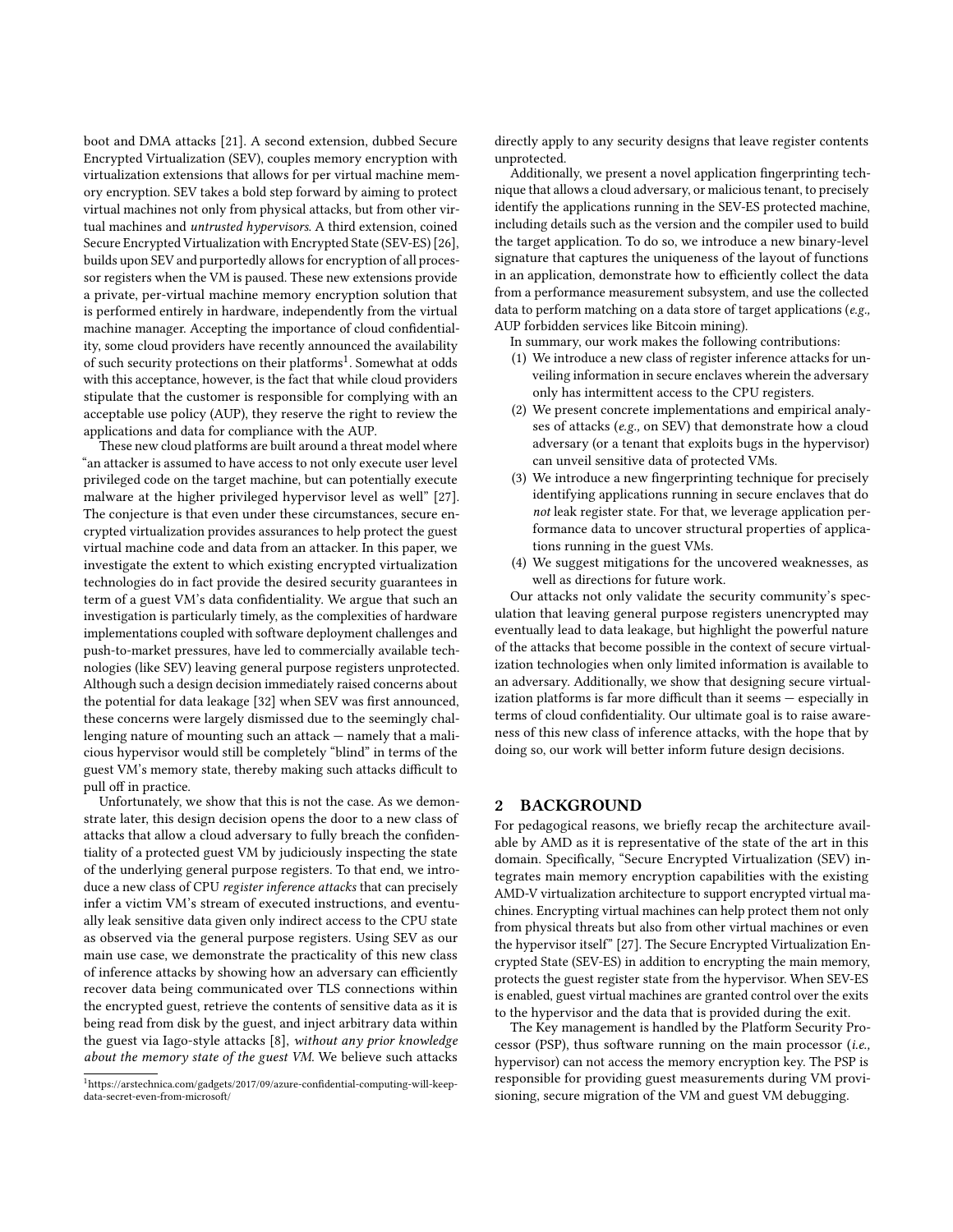boot and DMA attacks [21]. A second extension, dubbed Secure Encrypted Virtualization (SEV), couples memory encryption with virtualization extensions that allows for per virtual machine memory encryption. SEV takes a bold step forward by aiming to protect virtual machines not only from physical attacks, but from other virtual machines and *untrusted hypervisors*. A third extension, coined Secure Encrypted Virtualization with Encrypted State (SEV-ES) [26], builds upon SEV and purportedly allows for encryption of all processor registers when the VM is paused. These new extensions provide a private, per-virtual machine memory encryption solution that is performed entirely in hardware, independently from the virtual machine manager. Accepting the importance of cloud confidentiality, some cloud providers have recently announced the availability of such security protections on their platforms[1]. Somewhat at odds with this acceptance, however, is the fact that while cloud providers stipulate that the customer is responsible for complying with an acceptable use policy (AUP), they reserve the right to review the applications and data for compliance with the AUP.

These new cloud platforms are built around a threat model where "an attacker is assumed to have access to not only execute user level privileged code on the target machine, but can potentially execute malware at the higher privileged hypervisor level as well" [27]. The conjecture is that even under these circumstances, secure encrypted virtualization provides assurances to help protect the guest virtual machine code and data from an attacker. In this paper, we investigate the extent to which existing encrypted virtualization technologies do in fact provide the desired security guarantees in term of a guest VM's data confidentiality. We argue that such an investigation is particularly timely, as the complexities of hardware implementations coupled with software deployment challenges and push-to-market pressures, have led to commercially available technologies (like SEV) leaving general purpose registers unprotected. Although such a design decision immediately raised concerns about the potential for data leakage [32] when SEV was first announced, these concerns were largely dismissed due to the seemingly challenging nature of mounting such an attack — namely that a malicious hypervisor would still be completely "blind" in terms of the guest VM's memory state, thereby making such attacks difficult to pull off in practice.

Unfortunately, we show that this is not the case. As we demonstrate later, this design decision opens the door to a new class of attacks that allow a cloud adversary to fully breach the confidentiality of a protected guest VM by judiciously inspecting the state of the underlying general purpose registers. To that end, we introduce a new class of CPU *register inference attacks* that can precisely infer a victim VM's stream of executed instructions, and eventually leak sensitive data given only indirect access to the CPU state as observed via the general purpose registers. Using SEV as our main use case, we demonstrate the practicality of this new class of inference attacks by showing how an adversary can efficiently recover data being communicated over TLS connections within the encrypted guest, retrieve the contents of sensitive data as it is being read from disk by the guest, and inject arbitrary data within the guest via Iago-style attacks [8], *without any prior knowledge about the memory state of the guest VM.* We believe such attacks directly apply to any security designs that leave register contents unprotected.

Additionally, we present a novel application fingerprinting technique that allows a cloud adversary, or malicious tenant, to precisely identify the applications running in the SEV-ES protected machine, including details such as the version and the compiler used to build the target application. To do so, we introduce a new binary-level signature that captures the uniqueness of the layout of functions in an application, demonstrate how to efficiently collect the data from a performance measurement subsystem, and use the collected data to perform matching on a data store of target applications (*e.g.,* AUP forbidden services like Bitcoin mining).

In summary, our work makes the following contributions:

1. We introduce a new class of register inference attacks for unveiling information in secure enclaves wherein the adversary only has intermittent access to the CPU registers.
2. We present concrete implementations and empirical analyses of attacks (*e.g.,* on SEV) that demonstrate how a cloud adversary (or a tenant that exploits bugs in the hypervisor) can unveil sensitive data of protected VMs.
3. We introduce a new fingerprinting technique for precisely identifying applications running in secure enclaves that do *not* leak register state. For that, we leverage application performance data to uncover structural properties of applications running in the guest VMs.
4. We suggest mitigations for the uncovered weaknesses, as well as directions for future work.

Our attacks not only validate the security community's speculation that leaving general purpose registers unencrypted may eventually lead to data leakage, but highlight the powerful nature of the attacks that become possible in the context of secure virtualization technologies when only limited information is available to an adversary. Additionally, we show that designing secure virtualization platforms is far more difficult than it seems — especially in terms of cloud confidentiality. Our ultimate goal is to raise awareness of this new class of inference attacks, with the hope that by doing so, our work will better inform future design decisions.

## 2 BACKGROUND

For pedagogical reasons, we briefly recap the architecture available by AMD as it is representative of the state of the art in this domain. Specifically, "Secure Encrypted Virtualization (SEV) integrates main memory encryption capabilities with the existing AMD-V virtualization architecture to support encrypted virtual machines. Encrypting virtual machines can help protect them not only from physical threats but also from other virtual machines or even the hypervisor itself" [27]. The Secure Encrypted Virtualization Encrypted State (SEV-ES) in addition to encrypting the main memory, protects the guest register state from the hypervisor. When SEV-ES is enabled, guest virtual machines are granted control over the exits to the hypervisor and the data that is provided during the exit.

The Key management is handled by the Platform Security Processor (PSP), thus software running on the main processor (*i.e.,* hypervisor) can not access the memory encryption key. The PSP is responsible for providing guest measurements during VM provisioning, secure migration of the VM and guest VM debugging.

[1] https://arstechnica.com/gadgets/2017/09/azure-confidential-computing-will-keep-data-secret-even-from-microsoft/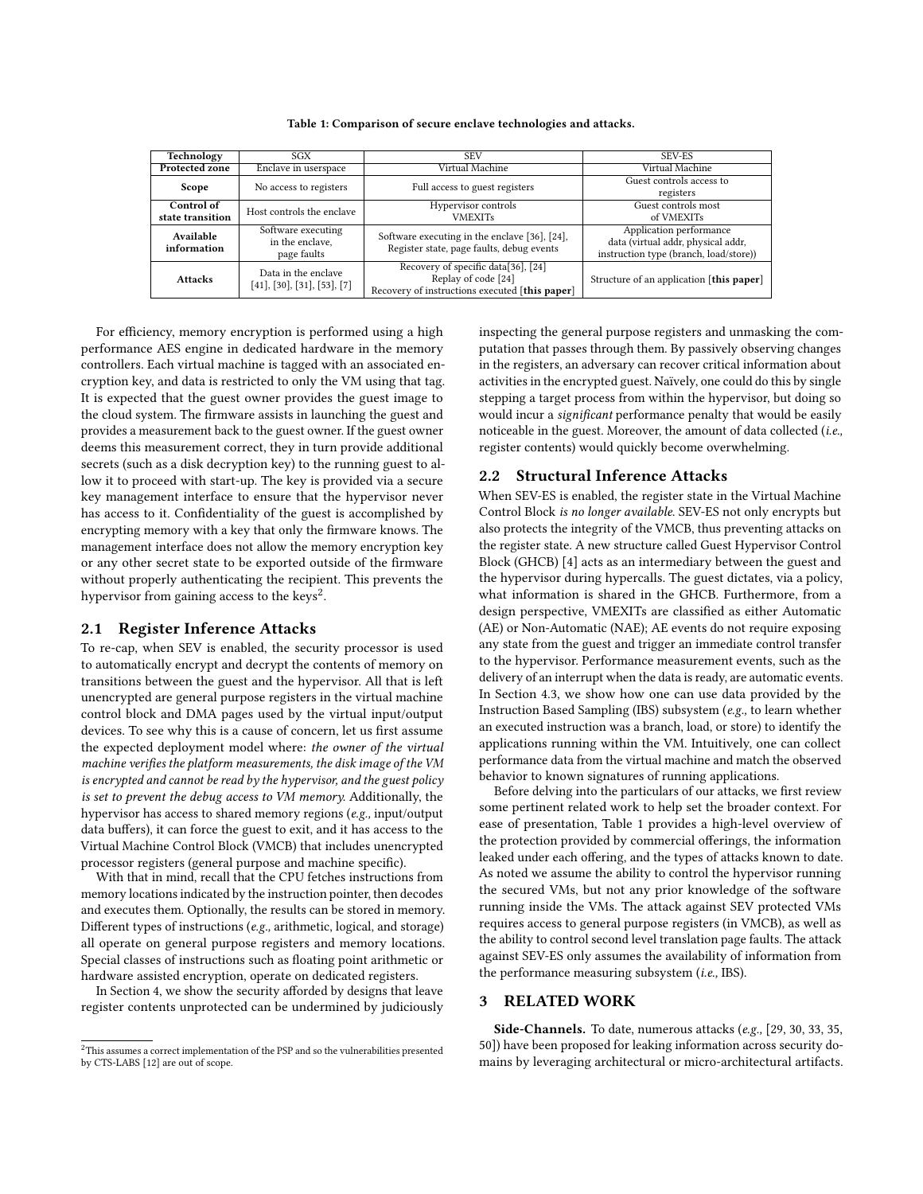Table 1: Comparison of secure enclave technologies and attacks.

| Technology | SGX | SEV | SEV-ES |
|---|---|---|---|
| **Protected zone** | Enclave in userspace | Virtual Machine | Virtual Machine |
| **Scope** | No access to registers | Full access to guest registers | Guest controls access to registers |
| **Control of state transition** | Host controls the enclave | Hypervisor controls VMEXITs | Guest controls most of VMEXITs |
| **Available information** | Software executing in the enclave, page faults | Software executing in the enclave [36], [24], Register state, page faults, debug events | Application performance data (virtual addr, physical addr, instruction type (branch, load/store)) |
| **Attacks** | Data in the enclave [41], [30], [31], [53], [7] | Recovery of specific data[36], [24] Replay of code [24] Recovery of instructions executed [**this paper**] | Structure of an application [**this paper**] |

For efficiency, memory encryption is performed using a high performance AES engine in dedicated hardware in the memory controllers. Each virtual machine is tagged with an associated encryption key, and data is restricted to only the VM using that tag. It is expected that the guest owner provides the guest image to the cloud system. The firmware assists in launching the guest and provides a measurement back to the guest owner. If the guest owner deems this measurement correct, they in turn provide additional secrets (such as a disk decryption key) to the running guest to allow it to proceed with start-up. The key is provided via a secure key management interface to ensure that the hypervisor never has access to it. Confidentiality of the guest is accomplished by encrypting memory with a key that only the firmware knows. The management interface does not allow the memory encryption key or any other secret state to be exported outside of the firmware without properly authenticating the recipient. This prevents the hypervisor from gaining access to the keys[2].

## 2.1 Register Inference Attacks

To re-cap, when SEV is enabled, the security processor is used to automatically encrypt and decrypt the contents of memory on transitions between the guest and the hypervisor. All that is left unencrypted are general purpose registers in the virtual machine control block and DMA pages used by the virtual input/output devices. To see why this is a cause of concern, let us first assume the expected deployment model where: *the owner of the virtual machine verifies the platform measurements, the disk image of the VM is encrypted and cannot be read by the hypervisor, and the guest policy is set to prevent the debug access to VM memory.* Additionally, the hypervisor has access to shared memory regions (*e.g.,* input/output data buffers), it can force the guest to exit, and it has access to the Virtual Machine Control Block (VMCB) that includes unencrypted processor registers (general purpose and machine specific).

With that in mind, recall that the CPU fetches instructions from memory locations indicated by the instruction pointer, then decodes and executes them. Optionally, the results can be stored in memory. Different types of instructions (*e.g.,* arithmetic, logical, and storage) all operate on general purpose registers and memory locations. Special classes of instructions such as floating point arithmetic or hardware assisted encryption, operate on dedicated registers.

In Section 4, we show the security afforded by designs that leave register contents unprotected can be undermined by judiciously inspecting the general purpose registers and unmasking the computation that passes through them. By passively observing changes in the registers, an adversary can recover critical information about activities in the encrypted guest. Naïvely, one could do this by single stepping a target process from within the hypervisor, but doing so would incur a *significant* performance penalty that would be easily noticeable in the guest. Moreover, the amount of data collected (*i.e.,* register contents) would quickly become overwhelming.

## 2.2 Structural Inference Attacks

When SEV-ES is enabled, the register state in the Virtual Machine Control Block *is no longer available*. SEV-ES not only encrypts but also protects the integrity of the VMCB, thus preventing attacks on the register state. A new structure called Guest Hypervisor Control Block (GHCB) [4] acts as an intermediary between the guest and the hypervisor during hypercalls. The guest dictates, via a policy, what information is shared in the GHCB. Furthermore, from a design perspective, VMEXITs are classified as either Automatic (AE) or Non-Automatic (NAE); AE events do not require exposing any state from the guest and trigger an immediate control transfer to the hypervisor. Performance measurement events, such as the delivery of an interrupt when the data is ready, are automatic events. In Section 4.3, we show how one can use data provided by the Instruction Based Sampling (IBS) subsystem (*e.g.,* to learn whether an executed instruction was a branch, load, or store) to identify the applications running within the VM. Intuitively, one can collect performance data from the virtual machine and match the observed behavior to known signatures of running applications.

Before delving into the particulars of our attacks, we first review some pertinent related work to help set the broader context. For ease of presentation, Table 1 provides a high-level overview of the protection provided by commercial offerings, the information leaked under each offering, and the types of attacks known to date. As noted we assume the ability to control the hypervisor running the secured VMs, but not any prior knowledge of the software running inside the VMs. The attack against SEV protected VMs requires access to general purpose registers (in VMCB), as well as the ability to control second level translation page faults. The attack against SEV-ES only assumes the availability of information from the performance measuring subsystem (*i.e.,* IBS).

# 3 RELATED WORK

**Side-Channels.** To date, numerous attacks (*e.g.,* [29, 30, 33, 35, 50]) have been proposed for leaking information across security domains by leveraging architectural or micro-architectural artifacts.

[2] This assumes a correct implementation of the PSP and so the vulnerabilities presented by CTS-LABS [12] are out of scope.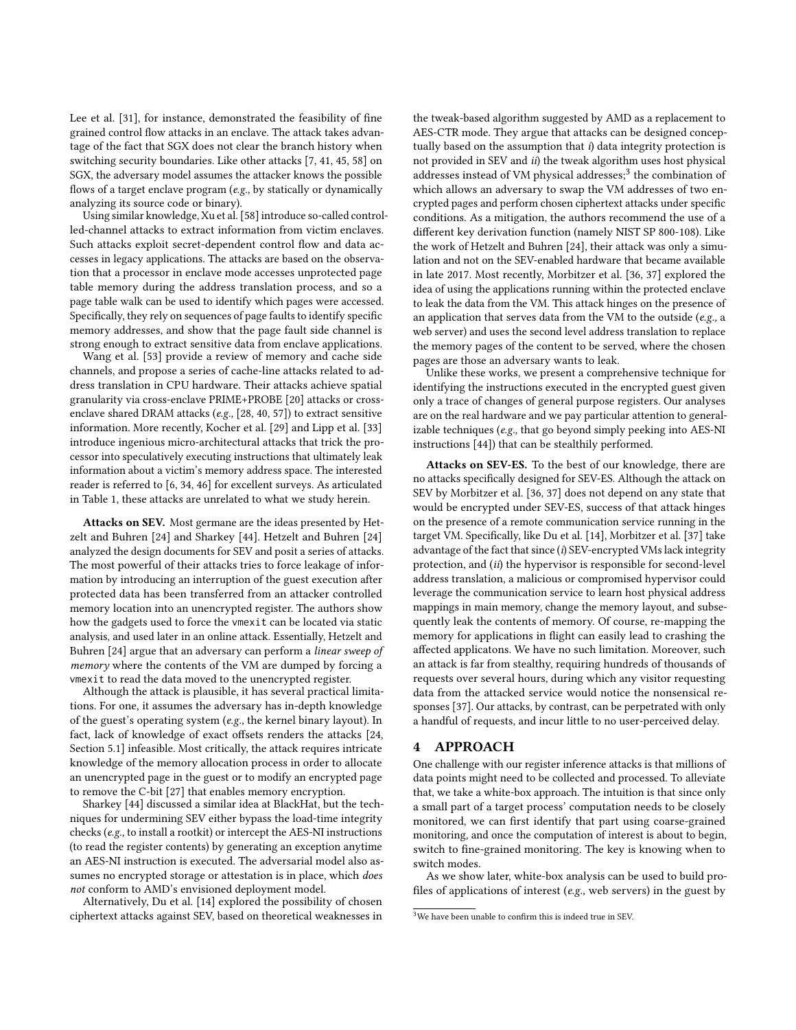Lee et al. [31], for instance, demonstrated the feasibility of fine grained control flow attacks in an enclave. The attack takes advantage of the fact that SGX does not clear the branch history when switching security boundaries. Like other attacks [7, 41, 45, 58] on SGX, the adversary model assumes the attacker knows the possible flows of a target enclave program (*e.g.,* by statically or dynamically analyzing its source code or binary).

Using similar knowledge, Xu et al. [58] introduce so-called controlled-channel attacks to extract information from victim enclaves. Such attacks exploit secret-dependent control flow and data accesses in legacy applications. The attacks are based on the observation that a processor in enclave mode accesses unprotected page table memory during the address translation process, and so a page table walk can be used to identify which pages were accessed. Specifically, they rely on sequences of page faults to identify specific memory addresses, and show that the page fault side channel is strong enough to extract sensitive data from enclave applications.

Wang et al. [53] provide a review of memory and cache side channels, and propose a series of cache-line attacks related to address translation in CPU hardware. Their attacks achieve spatial granularity via cross-enclave PRIME+PROBE [20] attacks or cross-enclave shared DRAM attacks (*e.g.,* [28, 40, 57]) to extract sensitive information. More recently, Kocher et al. [29] and Lipp et al. [33] introduce ingenious micro-architectural attacks that trick the processor into speculatively executing instructions that ultimately leak information about a victim's memory address space. The interested reader is referred to [6, 34, 46] for excellent surveys. As articulated in Table 1, these attacks are unrelated to what we study herein.

**Attacks on SEV.** Most germane are the ideas presented by Hetzelt and Buhren [24] and Sharkey [44]. Hetzelt and Buhren [24] analyzed the design documents for SEV and posit a series of attacks. The most powerful of their attacks tries to force leakage of information by introducing an interruption of the guest execution after protected data has been transferred from an attacker controlled memory location into an unencrypted register. The authors show how the gadgets used to force the `vmexit` can be located via static analysis, and used later in an online attack. Essentially, Hetzelt and Buhren [24] argue that an adversary can perform a *linear sweep of memory* where the contents of the VM are dumped by forcing a `vmexit` to read the data moved to the unencrypted register.

Although the attack is plausible, it has several practical limitations. For one, it assumes the adversary has in-depth knowledge of the guest's operating system (*e.g.,* the kernel binary layout). In fact, lack of knowledge of exact offsets renders the attacks [24, Section 5.1] infeasible. Most critically, the attack requires intricate knowledge of the memory allocation process in order to allocate an unencrypted page in the guest or to modify an encrypted page to remove the C-bit [27] that enables memory encryption.

Sharkey [44] discussed a similar idea at BlackHat, but the techniques for undermining SEV either bypass the load-time integrity checks (*e.g.,* to install a rootkit) or intercept the AES-NI instructions (to read the register contents) by generating an exception anytime an AES-NI instruction is executed. The adversarial model also assumes no encrypted storage or attestation is in place, which *does not* conform to AMD's envisioned deployment model.

Alternatively, Du et al. [14] explored the possibility of chosen ciphertext attacks against SEV, based on theoretical weaknesses in the tweak-based algorithm suggested by AMD as a replacement to AES-CTR mode. They argue that attacks can be designed conceptually based on the assumption that *i*) data integrity protection is not provided in SEV and *ii*) the tweak algorithm uses host physical addresses instead of VM physical addresses;[3] the combination of which allows an adversary to swap the VM addresses of two encrypted pages and perform chosen ciphertext attacks under specific conditions. As a mitigation, the authors recommend the use of a different key derivation function (namely NIST SP 800-108). Like the work of Hetzelt and Buhren [24], their attack was only a simulation and not on the SEV-enabled hardware that became available in late 2017. Most recently, Morbitzer et al. [36, 37] explored the idea of using the applications running within the protected enclave to leak the data from the VM. This attack hinges on the presence of an application that serves data from the VM to the outside (*e.g.,* a web server) and uses the second level address translation to replace the memory pages of the content to be served, where the chosen pages are those an adversary wants to leak.

Unlike these works, we present a comprehensive technique for identifying the instructions executed in the encrypted guest given only a trace of changes of general purpose registers. Our analyses are on the real hardware and we pay particular attention to generalizable techniques (*e.g.,* that go beyond simply peeking into AES-NI instructions [44]) that can be stealthily performed.

**Attacks on SEV-ES.** To the best of our knowledge, there are no attacks specifically designed for SEV-ES. Although the attack on SEV by Morbitzer et al. [36, 37] does not depend on any state that would be encrypted under SEV-ES, success of that attack hinges on the presence of a remote communication service running in the target VM. Specifically, like Du et al. [14], Morbitzer et al. [37] take advantage of the fact that since (*i*) SEV-encrypted VMs lack integrity protection, and (*ii*) the hypervisor is responsible for second-level address translation, a malicious or compromised hypervisor could leverage the communication service to learn host physical address mappings in main memory, change the memory layout, and subsequently leak the contents of memory. Of course, re-mapping the memory for applications in flight can easily lead to crashing the affected applicatons. We have no such limitation. Moreover, such an attack is far from stealthy, requiring hundreds of thousands of requests over several hours, during which any visitor requesting data from the attacked service would notice the nonsensical responses [37]. Our attacks, by contrast, can be perpetrated with only a handful of requests, and incur little to no user-perceived delay.

# 4 APPROACH

One challenge with our register inference attacks is that millions of data points might need to be collected and processed. To alleviate that, we take a white-box approach. The intuition is that since only a small part of a target process' computation needs to be closely monitored, we can first identify that part using coarse-grained monitoring, and once the computation of interest is about to begin, switch to fine-grained monitoring. The key is knowing when to switch modes.

As we show later, white-box analysis can be used to build profiles of applications of interest (*e.g.,* web servers) in the guest by

[3] We have been unable to confirm this is indeed true in SEV.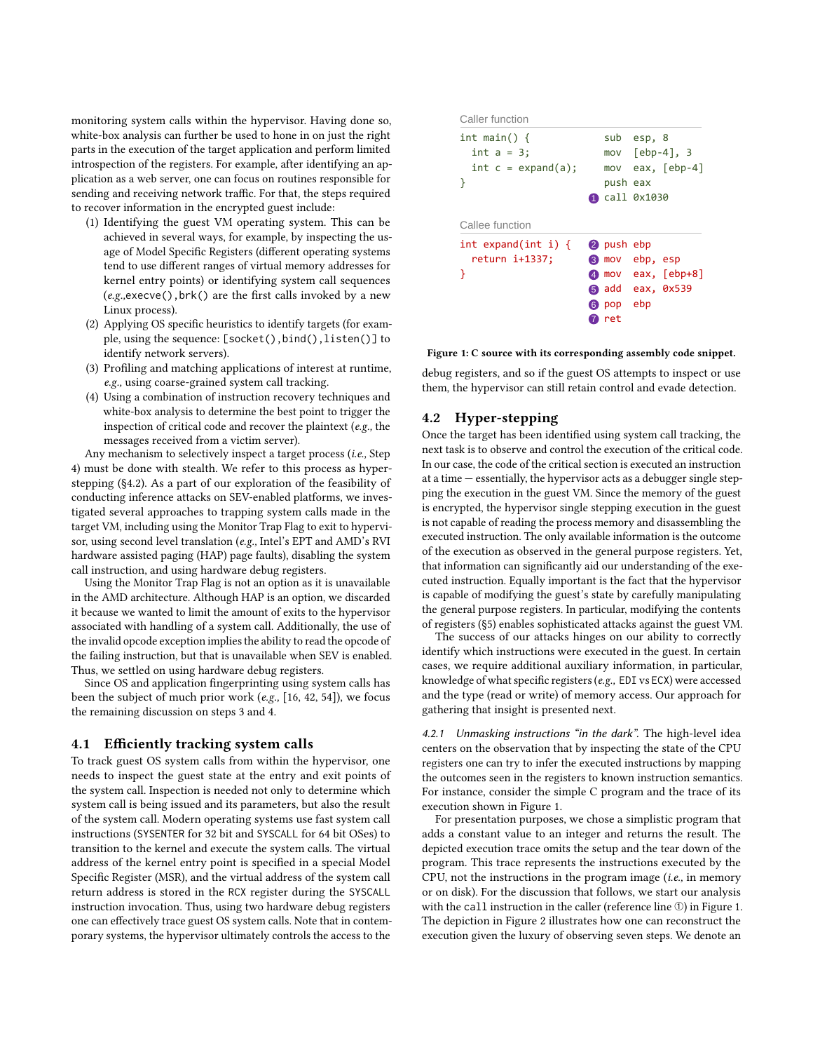monitoring system calls within the hypervisor. Having done so, white-box analysis can further be used to hone in on just the right parts in the execution of the target application and perform limited introspection of the registers. For example, after identifying an application as a web server, one can focus on routines responsible for sending and receiving network traffic. For that, the steps required to recover information in the encrypted guest include:

1. Identifying the guest VM operating system. This can be achieved in several ways, for example, by inspecting the usage of Model Specific Registers (different operating systems tend to use different ranges of virtual memory addresses for kernel entry points) or identifying system call sequences (*e.g.*,`execve()`,`brk()` are the first calls invoked by a new Linux process).
2. Applying OS specific heuristics to identify targets (for example, using the sequence: `[socket(),bind(),listen()]` to identify network servers).
3. Profiling and matching applications of interest at runtime, *e.g.*, using coarse-grained system call tracking.
4. Using a combination of instruction recovery techniques and white-box analysis to determine the best point to trigger the inspection of critical code and recover the plaintext (*e.g.*, the messages received from a victim server).

Any mechanism to selectively inspect a target process (*i.e.*, Step 4) must be done with stealth. We refer to this process as hyper-stepping (§4.2). As a part of our exploration of the feasibility of conducting inference attacks on SEV-enabled platforms, we investigated several approaches to trapping system calls made in the target VM, including using the Monitor Trap Flag to exit to hypervisor, using second level translation (*e.g.*, Intel's EPT and AMD's RVI hardware assisted paging (HAP) page faults), disabling the system call instruction, and using hardware debug registers.

Using the Monitor Trap Flag is not an option as it is unavailable in the AMD architecture. Although HAP is an option, we discarded it because we wanted to limit the amount of exits to the hypervisor associated with handling of a system call. Additionally, the use of the invalid opcode exception implies the ability to read the opcode of the failing instruction, but that is unavailable when SEV is enabled. Thus, we settled on using hardware debug registers.

Since OS and application fingerprinting using system calls has been the subject of much prior work (*e.g.*, [16, 42, 54]), we focus the remaining discussion on steps 3 and 4.

## 4.1 Efficiently tracking system calls

To track guest OS system calls from within the hypervisor, one needs to inspect the guest state at the entry and exit points of the system call. Inspection is needed not only to determine which system call is being issued and its parameters, but also the result of the system call. Modern operating systems use fast system call instructions (`SYSENTER` for 32 bit and `SYSCALL` for 64 bit OSes) to transition to the kernel and execute the system calls. The virtual address of the kernel entry point is specified in a special Model Specific Register (MSR), and the virtual address of the system call return address is stored in the `RCX` register during the `SYSCALL` instruction invocation. Thus, using two hardware debug registers one can effectively trace guest OS system calls. Note that in contemporary systems, the hypervisor ultimately controls the access to the debug registers, and so if the guest OS attempts to inspect or use them, the hypervisor can still retain control and evade detection.

Caller function

```
int main() {              sub  esp, 8
  int a = 3;              mov  [ebp-4], 3
  int c = expand(a);      mov  eax, [ebp-4]
}                         push eax
                      (1) call 0x1030
```

Callee function

```
int expand(int i) {   (2) push ebp
  return i+1337;      (3) mov  ebp, esp
}                     (4) mov  eax, [ebp+8]
                      (5) add  eax, 0x539
                      (6) pop  ebp
                      (7) ret
```

**Figure 1: C source with its corresponding assembly code snippet.**

## 4.2 Hyper-stepping

Once the target has been identified using system call tracking, the next task is to observe and control the execution of the critical code. In our case, the code of the critical section is executed an instruction at a time — essentially, the hypervisor acts as a debugger single stepping the execution in the guest VM. Since the memory of the guest is encrypted, the hypervisor single stepping execution in the guest is not capable of reading the process memory and disassembling the executed instruction. The only available information is the outcome of the execution as observed in the general purpose registers. Yet, that information can significantly aid our understanding of the executed instruction. Equally important is the fact that the hypervisor is capable of modifying the guest's state by carefully manipulating the general purpose registers. In particular, modifying the contents of registers (§5) enables sophisticated attacks against the guest VM.

The success of our attacks hinges on our ability to correctly identify which instructions were executed in the guest. In certain cases, we require additional auxiliary information, in particular, knowledge of what specific registers (*e.g.*, `EDI` vs `ECX`) were accessed and the type (read or write) of memory access. Our approach for gathering that insight is presented next.

*4.2.1 Unmasking instructions "in the dark".* The high-level idea centers on the observation that by inspecting the state of the CPU registers one can try to infer the executed instructions by mapping the outcomes seen in the registers to known instruction semantics. For instance, consider the simple C program and the trace of its execution shown in Figure 1.

For presentation purposes, we chose a simplistic program that adds a constant value to an integer and returns the result. The depicted execution trace omits the setup and the tear down of the program. This trace represents the instructions executed by the CPU, not the instructions in the program image (*i.e.*, in memory or on disk). For the discussion that follows, we start our analysis with the `call` instruction in the caller (reference line ①) in Figure 1. The depiction in Figure 2 illustrates how one can reconstruct the execution given the luxury of observing seven steps. We denote an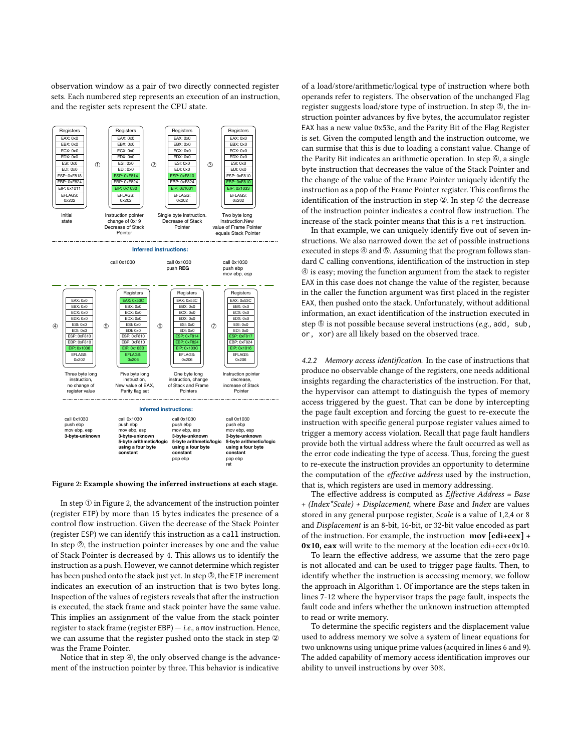observation window as a pair of two directly connected register sets. Each numbered step represents an execution of an instruction, and the register sets represent the CPU state.

| | Initial state | ① | ② | ③ |
|---|---|---|---|---|
| EAX | 0x0 | 0x0 | 0x0 | 0x0 |
| EBX | 0x0 | 0x0 | 0x0 | 0x0 |
| ECX | 0x0 | 0x0 | 0x0 | 0x0 |
| EDX | 0x0 | 0x0 | 0x0 | 0x0 |
| ESI | 0x0 | 0x0 | 0x0 | 0x0 |
| EDI | 0x0 | 0x0 | 0x0 | 0x0 |
| ESP | 0xF818 | 0xF814 | 0xF810 | 0xF810 |
| EBP | 0xF824 | 0xF824 | 0xF824 | 0xF810 |
| EIP | 0x1011 | 0x1030 | 0x1031 | 0x1033 |
| EFLAGS | 0x202 | 0x202 | 0x202 | 0x202 |
| Observation | Initial state | Instruction pointer change of 0x19 Decrease of Stack Pointer | Single byte instruction. Decrease of Stack Pointer | Two byte long instruction.New value of Frame Pointer equals Stack Pointer |
| Inferred instructions | | call 0x1030 | call 0x1030<br>push **REG** | call 0x1030<br>push ebp<br>mov ebp, esp |

| | ④ | ⑤ | ⑥ | ⑦ |
|---|---|---|---|---|
| EAX | 0x0 | 0x53C | 0x53C | 0x53C |
| EBX | 0x0 | 0x0 | 0x0 | 0x0 |
| ECX | 0x0 | 0x0 | 0x0 | 0x0 |
| EDX | 0x0 | 0x0 | 0x0 | 0x0 |
| ESI | 0x0 | 0x0 | 0x0 | 0x0 |
| EDI | 0x0 | 0x0 | 0x0 | 0x0 |
| ESP | 0xF810 | 0xF810 | 0xF814 | 0xF817 |
| EBP | 0xF810 | 0xF810 | 0xF824 | 0xF824 |
| EIP | 0x1036 | 0x103B | 0x103C | 0x1016 |
| EFLAGS | 0x202 | 0x206 | 0x206 | 0x206 |
| Observation | Three byte long instruction, no change of register value | Five byte long instruction, New value of EAX, Parity flag set | One byte long instruction, change of Stack and Frame Pointers | Instruction pointer decrease, increase of Stack Pointer |
| Inferred instructions | call 0x1030<br>push ebp<br>mov ebp, esp<br>**3-byte-unknown** | call 0x1030<br>push ebp<br>mov ebp, esp<br>**3-byte-unknown**<br>**5-byte arithmetic/logic using a four byte constant** | call 0x1030<br>push ebp<br>mov ebp, esp<br>**3-byte-unknown**<br>**5-byte arithmetic/logic using a four byte constant**<br>pop ebp | call 0x1030<br>push ebp<br>mov ebp, esp<br>**3-byte-unknown**<br>**5-byte arithmetic/logic using a four byte constant**<br>pop ebp<br>ret |

**Figure 2: Example showing the inferred instructions at each stage.**

In step ① in Figure 2, the advancement of the instruction pointer (register EIP) by more than 15 bytes indicates the presence of a control flow instruction. Given the decrease of the Stack Pointer (register ESP) we can identify this instruction as a call instruction. In step ②, the instruction pointer increases by one and the value of Stack Pointer is decreased by 4. This allows us to identify the instruction as a push. However, we cannot determine which register has been pushed onto the stack just yet. In step ③, the EIP increment indicates an execution of an instruction that is two bytes long. Inspection of the values of registers reveals that after the instruction is executed, the stack frame and stack pointer have the same value. This implies an assignment of the value from the stack pointer register to stack frame (register EBP) — *i.e.,* a mov instruction. Hence, we can assume that the register pushed onto the stack in step ② was the Frame Pointer.

Notice that in step ④, the only observed change is the advancement of the instruction pointer by three. This behavior is indicative of a load/store/arithmetic/logical type of instruction where both operands refer to registers. The observation of the unchanged Flag register suggests load/store type of instruction. In step ⑤, the instruction pointer advances by five bytes, the accumulator register EAX has a new value 0x53c, and the Parity Bit of the Flag Register is set. Given the computed length and the instruction outcome, we can surmise that this is due to loading a constant value. Change of the Parity Bit indicates an arithmetic operation. In step ⑥, a single byte instruction that decreases the value of the Stack Pointer and the change of the value of the Frame Pointer uniquely identify the instruction as a pop of the Frame Pointer register. This confirms the identification of the instruction in step ②. In step ⑦ the decrease of the instruction pointer indicates a control flow instruction. The increase of the stack pointer means that this is a ret instruction.

In that example, we can uniquely identify five out of seven instructions. We also narrowed down the set of possible instructions executed in steps ④ and ⑤. Assuming that the program follows standard C calling conventions, identification of the instruction in step ④ is easy; moving the function argument from the stack to register EAX in this case does not change the value of the register, because in the caller the function argument was first placed in the register EAX, then pushed onto the stack. Unfortunately, without additional information, an exact identification of the instruction executed in step ⑤ is not possible because several instructions (*e.g.,* add, sub, or, xor) are all likely based on the observed trace.

#### 4.2.2 *Memory access identification.*

In the case of instructions that produce no observable change of the registers, one needs additional insights regarding the characteristics of the instruction. For that, the hypervisor can attempt to distinguish the types of memory access triggered by the guest. That can be done by intercepting the page fault exception and forcing the guest to re-execute the instruction with specific general purpose register values aimed to trigger a memory access violation. Recall that page fault handlers provide both the virtual address where the fault occurred as well as the error code indicating the type of access. Thus, forcing the guest to re-execute the instruction provides an opportunity to determine the computation of the *effective address* used by the instruction, that is, which registers are used in memory addressing.

The effective address is computed as *Effective Address = Base + (Index\*Scale) + Displacement*, where *Base* and *Index* are values stored in any general purpose register, *Scale* is a value of 1,2,4 or 8 and *Displacement* is an 8-bit, 16-bit, or 32-bit value encoded as part of the instruction. For example, the instruction **mov [edi+ecx] + 0x10, eax** will write to the memory at the location edi+ecx+0x10.

To learn the effective address, we assume that the zero page is not allocated and can be used to trigger page faults. Then, to identify whether the instruction is accessing memory, we follow the approach in Algorithm 1. Of importance are the steps taken in lines 7-12 where the hypervisor traps the page fault, inspects the fault code and infers whether the unknown instruction attempted to read or write memory.

To determine the specific registers and the displacement value used to address memory we solve a system of linear equations for two unknowns using unique prime values (acquired in lines 6 and 9). The added capability of memory access identification improves our ability to unveil instructions by over 30%.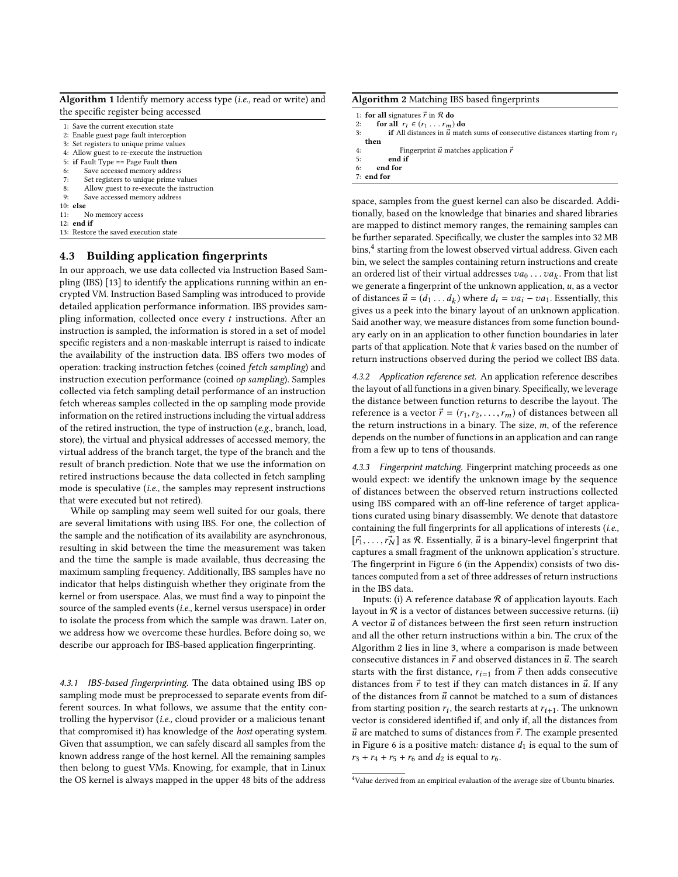**Algorithm 1** Identify memory access type (*i.e.,* read or write) and the specific register being accessed

```
1: Save the current execution state
2: Enable guest page fault interception
3: Set registers to unique prime values
4: Allow guest to re-execute the instruction
5: if Fault Type == Page Fault then
6:     Save accessed memory address
7:     Set registers to unique prime values
8:     Allow guest to re-execute the instruction
9:     Save accessed memory address
10: else
11:    No memory access
12: end if
13: Restore the saved execution state
```

## 4.3 Building application fingerprints

In our approach, we use data collected via Instruction Based Sampling (IBS) [13] to identify the applications running within an encrypted VM. Instruction Based Sampling was introduced to provide detailed application performance information. IBS provides sampling information, collected once every $t$ instructions. After an instruction is sampled, the information is stored in a set of model specific registers and a non-maskable interrupt is raised to indicate the availability of the instruction data. IBS offers two modes of operation: tracking instruction fetches (coined *fetch sampling*) and instruction execution performance (coined *op sampling*). Samples collected via fetch sampling detail performance of an instruction fetch whereas samples collected in the op sampling mode provide information on the retired instructions including the virtual address of the retired instruction, the type of instruction (*e.g.,* branch, load, store), the virtual and physical addresses of accessed memory, the virtual address of the branch target, the type of the branch and the result of branch prediction. Note that we use the information on retired instructions because the data collected in fetch sampling mode is speculative (*i.e.,* the samples may represent instructions that were executed but not retired).

While op sampling may seem well suited for our goals, there are several limitations with using IBS. For one, the collection of the sample and the notification of its availability are asynchronous, resulting in skid between the time the measurement was taken and the time the sample is made available, thus decreasing the maximum sampling frequency. Additionally, IBS samples have no indicator that helps distinguish whether they originate from the kernel or from userspace. Alas, we must find a way to pinpoint the source of the sampled events (*i.e.,* kernel versus userspace) in order to isolate the process from which the sample was drawn. Later on, we address how we overcome these hurdles. Before doing so, we describe our approach for IBS-based application fingerprinting.

*4.3.1 IBS-based fingerprinting.* The data obtained using IBS op sampling mode must be preprocessed to separate events from different sources. In what follows, we assume that the entity controlling the hypervisor (*i.e.,* cloud provider or a malicious tenant that compromised it) has knowledge of the *host* operating system. Given that assumption, we can safely discard all samples from the known address range of the host kernel. All the remaining samples then belong to guest VMs. Knowing, for example, that in Linux the OS kernel is always mapped in the upper 48 bits of the address space, samples from the guest kernel can also be discarded. Additionally, based on the knowledge that binaries and shared libraries are mapped to distinct memory ranges, the remaining samples can be further separated. Specifically, we cluster the samples into 32 MB bins,[4] starting from the lowest observed virtual address. Given each bin, we select the samples containing return instructions and create an ordered list of their virtual addresses $va_0 \dots va_k$. From that list we generate a fingerprint of the unknown application, $u$, as a vector of distances $\vec{u} = (d_1 \dots d_k)$ where $d_i = va_i - va_1$. Essentially, this gives us a peek into the binary layout of an unknown application. Said another way, we measure distances from some function boundary early on in an application to other function boundaries in later parts of that application. Note that $k$ varies based on the number of return instructions observed during the period we collect IBS data.

**Algorithm 2** Matching IBS based fingerprints

```
1: for all signatures r⃗ in R do
2:     for all r_i ∈ (r_1 ... r_m) do
3:         if All distances in u⃗ match sums of consecutive distances starting from r_i then
4:             Fingerprint u⃗ matches application r⃗
5:         end if
6:     end for
7: end for
```

*4.3.2 Application reference set.* An application reference describes the layout of all functions in a given binary. Specifically, we leverage the distance between function returns to describe the layout. The reference is a vector $\vec{r} = (r_1, r_2, \dots, r_m)$ of distances between all the return instructions in a binary. The size, $m$, of the reference depends on the number of functions in an application and can range from a few up to tens of thousands.

*4.3.3 Fingerprint matching.* Fingerprint matching proceeds as one would expect: we identify the unknown image by the sequence of distances between the observed return instructions collected using IBS compared with an off-line reference of target applications curated using binary disassembly. We denote that datastore containing the full fingerprints for all applications of interests (*i.e.,* $[\vec{r_1}, \dots, \vec{r_N}]$ as $\mathcal{R}$. Essentially, $\vec{u}$ is a binary-level fingerprint that captures a small fragment of the unknown application's structure. The fingerprint in Figure 6 (in the Appendix) consists of two distances computed from a set of three addresses of return instructions in the IBS data.

Inputs: (i) A reference database $\mathcal{R}$ of application layouts. Each layout in $\mathcal{R}$ is a vector of distances between successive returns. (ii) A vector $\vec{u}$ of distances between the first seen return instruction and all the other return instructions within a bin. The crux of the Algorithm 2 lies in line 3, where a comparison is made between consecutive distances in $\vec{r}$ and observed distances in $\vec{u}$. The search starts with the first distance, $r_{i=1}$ from $\vec{r}$ then adds consecutive distances from $\vec{r}$ to test if they can match distances in $\vec{u}$. If any of the distances from $\vec{u}$ cannot be matched to a sum of distances from starting position $r_i$, the search restarts at $r_{i+1}$. The unknown vector is considered identified if, and only if, all the distances from $\vec{u}$ are matched to sums of distances from $\vec{r}$. The example presented in Figure 6 is a positive match: distance $d_1$ is equal to the sum of $r_3 + r_4 + r_5 + r_6$ and $d_2$ is equal to $r_6$.

[4] Value derived from an empirical evaluation of the average size of Ubuntu binaries.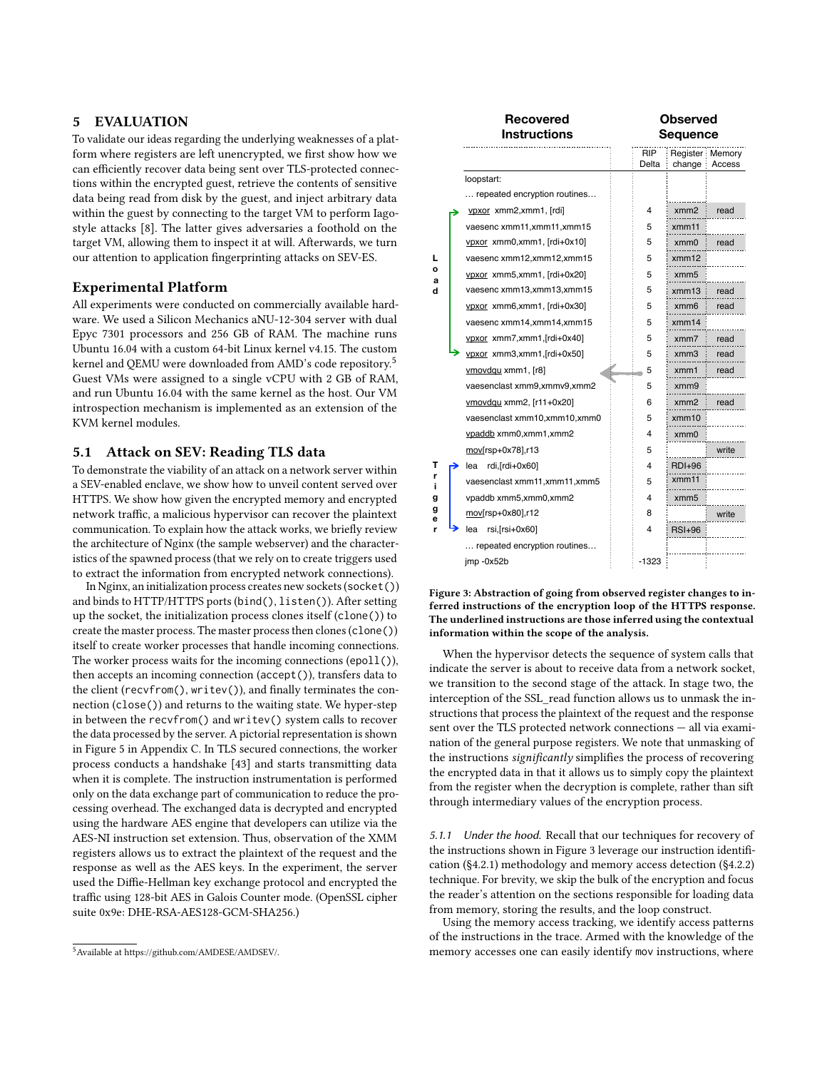## 5 EVALUATION

To validate our ideas regarding the underlying weaknesses of a platform where registers are left unencrypted, we first show how we can efficiently recover data being sent over TLS-protected connections within the encrypted guest, retrieve the contents of sensitive data being read from disk by the guest, and inject arbitrary data within the guest by connecting to the target VM to perform Iago-style attacks [8]. The latter gives adversaries a foothold on the target VM, allowing them to inspect it at will. Afterwards, we turn our attention to application fingerprinting attacks on SEV-ES.

### Experimental Platform

All experiments were conducted on commercially available hardware. We used a Silicon Mechanics aNU-12-304 server with dual Epyc 7301 processors and 256 GB of RAM. The machine runs Ubuntu 16.04 with a custom 64-bit Linux kernel v4.15. The custom kernel and QEMU were downloaded from AMD's code repository.[5] Guest VMs were assigned to a single vCPU with 2 GB of RAM, and run Ubuntu 16.04 with the same kernel as the host. Our VM introspection mechanism is implemented as an extension of the KVM kernel modules.

### 5.1 Attack on SEV: Reading TLS data

To demonstrate the viability of an attack on a network server within a SEV-enabled enclave, we show how to unveil content served over HTTPS. We show how given the encrypted memory and encrypted network traffic, a malicious hypervisor can recover the plaintext communication. To explain how the attack works, we briefly review the architecture of Nginx (the sample webserver) and the characteristics of the spawned process (that we rely on to create triggers used to extract the information from encrypted network connections).

In Nginx, an initialization process creates new sockets (`socket()`) and binds to HTTP/HTTPS ports (`bind()`, `listen()`). After setting up the socket, the initialization process clones itself (`clone()`) to create the master process. The master process then clones (`clone()`) itself to create worker processes that handle incoming connections. The worker process waits for the incoming connections (`epoll()`), then accepts an incoming connection (`accept()`), transfers data to the client (`recvfrom()`, `writev()`), and finally terminates the connection (`close()`) and returns to the waiting state. We hyper-step in between the `recvfrom()` and `writev()` system calls to recover the data processed by the server. A pictorial representation is shown in Figure 5 in Appendix C. In TLS secured connections, the worker process conducts a handshake [43] and starts transmitting data when it is complete. The instruction instrumentation is performed only on the data exchange part of communication to reduce the processing overhead. The exchanged data is decrypted and encrypted using the hardware AES engine that developers can utilize via the AES-NI instruction set extension. Thus, observation of the XMM registers allows us to extract the plaintext of the request and the response as well as the AES keys. In the experiment, the server used the Diffie-Hellman key exchange protocol and encrypted the traffic using 128-bit AES in Galois Counter mode. (OpenSSL cipher suite 0x9e: DHE-RSA-AES128-GCM-SHA256.)

| | Recovered Instructions | RIP Delta | Register change | Memory Access |
|---|---|---|---|---|
| | loopstart: | | | |
| | … repeated encryption routines… | | | |
| Load | vpxor xmm2,xmm1, [rdi] | 4 | xmm2 | read |
| | vaesenc xmm11,xmm11,xmm15 | 5 | xmm11 | |
| | vpxor xmm0,xmm1, [rdi+0x10] | 5 | xmm0 | read |
| | vaesenc xmm12,xmm12,xmm15 | 5 | xmm12 | |
| | vpxor xmm5,xmm1, [rdi+0x20] | 5 | xmm5 | |
| | vaesenc xmm13,xmm13,xmm15 | 5 | xmm13 | read |
| | vpxor xmm6,xmm1, [rdi+0x30] | 5 | xmm6 | read |
| | vaesenc xmm14,xmm14,xmm15 | 5 | xmm14 | |
| | vpxor xmm7,xmm1,[rdi+0x40] | 5 | xmm7 | read |
| | vpxor xmm3,xmm1,[rdi+0x50] | 5 | xmm3 | read |
| | vmovdqu xmm1, [r8] | 5 | xmm1 | read |
| | vaesenclast xmm9,xmmv9,xmm2 | 5 | xmm9 | |
| | vmovdqu xmm2, [r11+0x20] | 6 | xmm2 | read |
| | vaesenclast xmm10,xmm10,xmm0 | 5 | xmm10 | |
| | vpaddb xmm0,xmm1,xmm2 | 4 | xmm0 | |
| | mov[rsp+0x78],r13 | 5 | | write |
| Trigger | lea rdi,[rdi+0x60] | 4 | RDI+96 | |
| | vaesenclast xmm11,xmm11,xmm5 | 5 | xmm11 | |
| | vpaddb xmm5,xmm0,xmm2 | 4 | xmm5 | |
| | mov[rsp+0x80],r12 | 8 | | write |
| | lea rsi,[rsi+0x60] | 4 | RSI+96 | |
| | … repeated encryption routines… | | | |
| | jmp -0x52b | -1323 | | |

**Figure 3: Abstraction of going from observed register changes to inferred instructions of the encryption loop of the HTTPS response. The underlined instructions are those inferred using the contextual information within the scope of the analysis.**

When the hypervisor detects the sequence of system calls that indicate the server is about to receive data from a network socket, we transition to the second stage of the attack. In stage two, the interception of the SSL_read function allows us to unmask the instructions that process the plaintext of the request and the response sent over the TLS protected network connections — all via examination of the general purpose registers. We note that unmasking of the instructions *significantly* simplifies the process of recovering the encrypted data in that it allows us to simply copy the plaintext from the register when the decryption is complete, rather than sift through intermediary values of the encryption process.

#### 5.1.1 Under the hood.

Recall that our techniques for recovery of the instructions shown in Figure 3 leverage our instruction identification (§4.2.1) methodology and memory access detection (§4.2.2) technique. For brevity, we skip the bulk of the encryption and focus the reader's attention on the sections responsible for loading data from memory, storing the results, and the loop construct.

Using the memory access tracking, we identify access patterns of the instructions in the trace. Armed with the knowledge of the memory accesses one can easily identify mov instructions, where

[5] Available at https://github.com/AMDESE/AMDSEV/.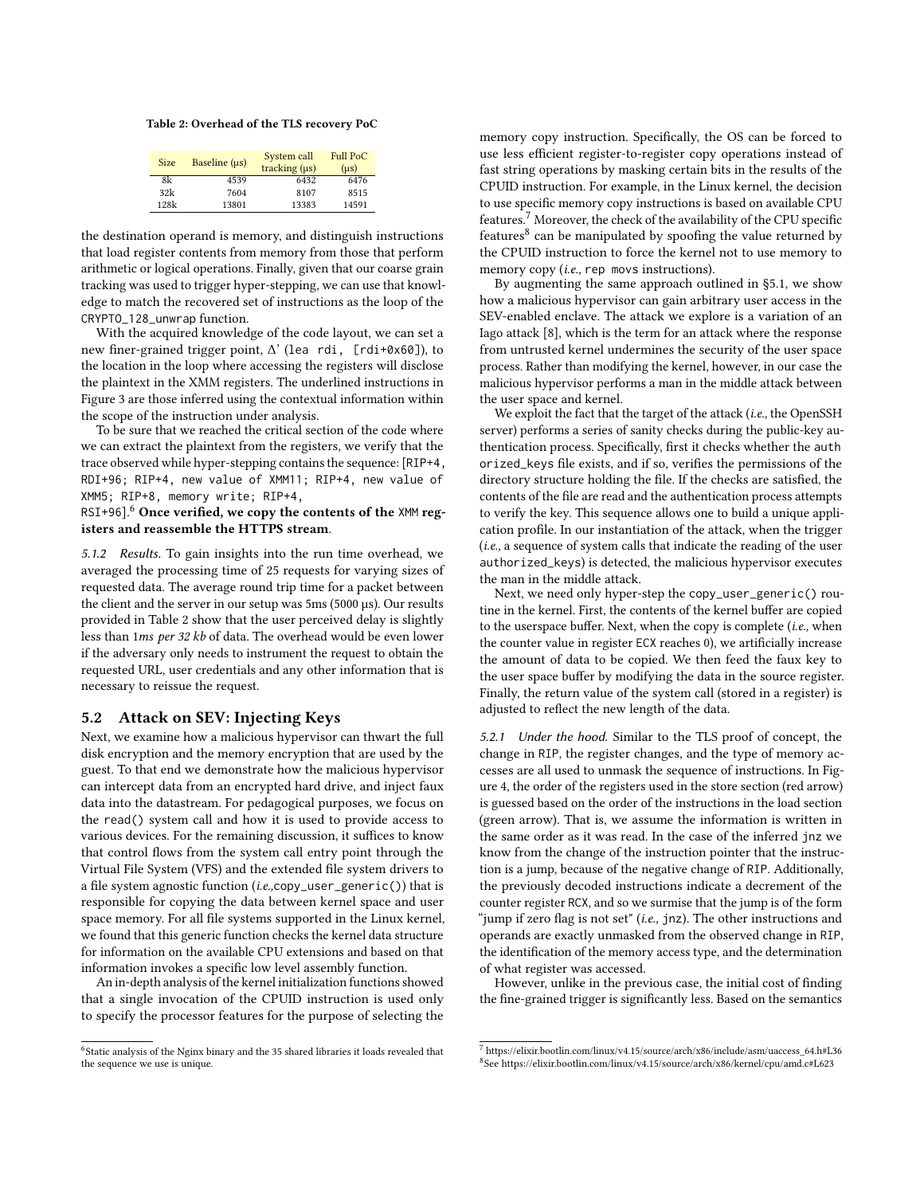**Table 2: Overhead of the TLS recovery PoC**

| Size | Baseline (µs) | System call tracking (µs) | Full PoC (µs) |
|---|---|---|---|
| 8k | 4539 | 6432 | 6476 |
| 32k | 7604 | 8107 | 8515 |
| 128k | 13801 | 13383 | 14591 |

the destination operand is memory, and distinguish instructions that load register contents from memory from those that perform arithmetic or logical operations. Finally, given that our coarse grain tracking was used to trigger hyper-stepping, we can use that knowledge to match the recovered set of instructions as the loop of the `CRYPTO_128_unwrap` function.

With the acquired knowledge of the code layout, we can set a new finer-grained trigger point, Δ' (`lea rdi, [rdi+0x60]`), to the location in the loop where accessing the registers will disclose the plaintext in the XMM registers. The underlined instructions in Figure 3 are those inferred using the contextual information within the scope of the instruction under analysis.

To be sure that we reached the critical section of the code where we can extract the plaintext from the registers, we verify that the trace observed while hyper-stepping contains the sequence: [`RIP+4, RDI+96; RIP+4, new value of XMM11; RIP+4, new value of XMM5; RIP+8, memory write; RIP+4, RSI+96`].[6] **Once verified, we copy the contents of the `XMM` registers and reassemble the HTTPS stream.**

*5.1.2 Results.* To gain insights into the run time overhead, we averaged the processing time of 25 requests for varying sizes of requested data. The average round trip time for a packet between the client and the server in our setup was 5ms (5000 µs). Our results provided in Table 2 show that the user perceived delay is slightly less than 1*ms per 32 kb* of data. The overhead would be even lower if the adversary only needs to instrument the request to obtain the requested URL, user credentials and any other information that is necessary to reissue the request.

## 5.2 Attack on SEV: Injecting Keys

Next, we examine how a malicious hypervisor can thwart the full disk encryption and the memory encryption that are used by the guest. To that end we demonstrate how the malicious hypervisor can intercept data from an encrypted hard drive, and inject faux data into the datastream. For pedagogical purposes, we focus on the `read()` system call and how it is used to provide access to various devices. For the remaining discussion, it suffices to know that control flows from the system call entry point through the Virtual File System (VFS) and the extended file system drivers to a file system agnostic function (*i.e.,*`copy_user_generic()`) that is responsible for copying the data between kernel space and user space memory. For all file systems supported in the Linux kernel, we found that this generic function checks the kernel data structure for information on the available CPU extensions and based on that information invokes a specific low level assembly function.

An in-depth analysis of the kernel initialization functions showed that a single invocation of the CPUID instruction is used only to specify the processor features for the purpose of selecting the memory copy instruction. Specifically, the OS can be forced to use less efficient register-to-register copy operations instead of fast string operations by masking certain bits in the results of the CPUID instruction. For example, in the Linux kernel, the decision to use specific memory copy instructions is based on available CPU features.[7] Moreover, the check of the availability of the CPU specific features[8] can be manipulated by spoofing the value returned by the CPUID instruction to force the kernel not to use memory to memory copy (*i.e.,* `rep movs` instructions).

By augmenting the same approach outlined in §5.1, we show how a malicious hypervisor can gain arbitrary user access in the SEV-enabled enclave. The attack we explore is a variation of an Iago attack [8], which is the term for an attack where the response from untrusted kernel undermines the security of the user space process. Rather than modifying the kernel, however, in our case the malicious hypervisor performs a man in the middle attack between the user space and kernel.

We exploit the fact that the target of the attack (*i.e.,* the OpenSSH server) performs a series of sanity checks during the public-key authentication process. Specifically, first it checks whether the `authorized_keys` file exists, and if so, verifies the permissions of the directory structure holding the file. If the checks are satisfied, the contents of the file are read and the authentication process attempts to verify the key. This sequence allows one to build a unique application profile. In our instantiation of the attack, when the trigger (*i.e.,* a sequence of system calls that indicate the reading of the user `authorized_keys`) is detected, the malicious hypervisor executes the man in the middle attack.

Next, we need only hyper-step the `copy_user_generic()` routine in the kernel. First, the contents of the kernel buffer are copied to the userspace buffer. Next, when the copy is complete (*i.e.,* when the counter value in register `ECX` reaches 0), we artificially increase the amount of data to be copied. We then feed the faux key to the user space buffer by modifying the data in the source register. Finally, the return value of the system call (stored in a register) is adjusted to reflect the new length of the data.

*5.2.1 Under the hood.* Similar to the TLS proof of concept, the change in `RIP`, the register changes, and the type of memory accesses are all used to unmask the sequence of instructions. In Figure 4, the order of the registers used in the store section (red arrow) is guessed based on the order of the instructions in the load section (green arrow). That is, we assume the information is written in the same order as it was read. In the case of the inferred `jnz` we know from the change of the instruction pointer that the instruction is a jump, because of the negative change of `RIP`. Additionally, the previously decoded instructions indicate a decrement of the counter register `RCX`, and so we surmise that the jump is of the form "jump if zero flag is not set" (*i.e.,* `jnz`). The other instructions and operands are exactly unmasked from the observed change in `RIP`, the identification of the memory access type, and the determination of what register was accessed.

However, unlike in the previous case, the initial cost of finding the fine-grained trigger is significantly less. Based on the semantics

---

[6] Static analysis of the Nginx binary and the 35 shared libraries it loads revealed that the sequence we use is unique.

[7] https://elixir.bootlin.com/linux/v4.15/source/arch/x86/include/asm/uaccess_64.h#L36

[8] See https://elixir.bootlin.com/linux/v4.15/source/arch/x86/kernel/cpu/amd.c#L623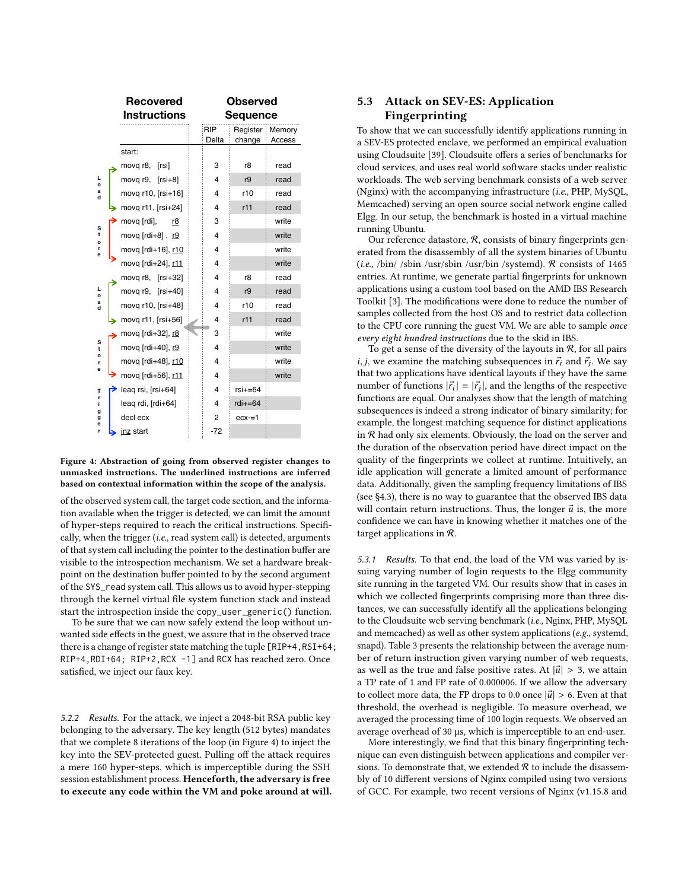| Recovered Instructions | RIP Delta | Register change | Memory Access |
|---|---|---|---|
| start: | | | |
| movq r8, [rsi] | 3 | r8 | read |
| movq r9, [rsi+8] | 4 | r9 | read |
| movq r10, [rsi+16] | 4 | r10 | read |
| movq r11, [rsi+24] | 4 | r11 | read |
| movq [rdi], r8 | 3 | | write |
| movq [rdi+8] , r9 | 4 | | write |
| movq [rdi+16], r10 | 4 | | write |
| movq [rdi+24], r11 | 4 | | write |
| movq r8, [rsi+32] | 4 | r8 | read |
| movq r9, [rsi+40] | 4 | r9 | read |
| movq r10, [rsi+48] | 4 | r10 | read |
| movq r11, [rsi+56] | 4 | r11 | read |
| movq [rdi+32], r8 | 3 | | write |
| movq [rdi+40], r9 | 4 | | write |
| movq [rdi+48], r10 | 4 | | write |
| movq [rdi+56], r11 | 4 | | write |
| leaq rsi, [rsi+64] | 4 | rsi+=64 | |
| leaq rdi, [rdi+64] | 4 | rdi+=64 | |
| decl ecx | 2 | ecx-=1 | |
| jnz start | -72 | | |

**Figure 4: Abstraction of going from observed register changes to unmasked instructions. The underlined instructions are inferred based on contextual information within the scope of the analysis.**

of the observed system call, the target code section, and the information available when the trigger is detected, we can limit the amount of hyper-steps required to reach the critical instructions. Specifically, when the trigger (*i.e.,* read system call) is detected, arguments of that system call including the pointer to the destination buffer are visible to the introspection mechanism. We set a hardware breakpoint on the destination buffer pointed to by the second argument of the `SYS_read` system call. This allows us to avoid hyper-stepping through the kernel virtual file system function stack and instead start the introspection inside the `copy_user_generic()` function.

To be sure that we can now safely extend the loop without unwanted side effects in the guest, we assure that in the observed trace there is a change of register state matching the tuple `[RIP+4,RSI+64; RIP+4,RDI+64; RIP+2,RCX -1]` and RCX has reached zero. Once satisfied, we inject our faux key.

*5.2.2 Results.* For the attack, we inject a 2048-bit RSA public key belonging to the adversary. The key length (512 bytes) mandates that we complete 8 iterations of the loop (in Figure 4) to inject the key into the SEV-protected guest. Pulling off the attack requires a mere 160 hyper-steps, which is imperceptible during the SSH session establishment process. **Henceforth, the adversary is free to execute any code within the VM and poke around at will.**

### 5.3 Attack on SEV-ES: Application Fingerprinting

To show that we can successfully identify applications running in a SEV-ES protected enclave, we performed an empirical evaluation using Cloudsuite [39]. Cloudsuite offers a series of benchmarks for cloud services, and uses real world software stacks under realistic workloads. The web serving benchmark consists of a web server (Nginx) with the accompanying infrastructure (*i.e.,* PHP, MySQL, Memcached) serving an open source social network engine called Elgg. In our setup, the benchmark is hosted in a virtual machine running Ubuntu.

Our reference datastore, $\mathcal{R}$, consists of binary fingerprints generated from the disassembly of all the system binaries of Ubuntu (*i.e.,* /bin/ /sbin /usr/sbin /usr/bin /systemd). $\mathcal{R}$ consists of 1465 entries. At runtime, we generate partial fingerprints for unknown applications using a custom tool based on the AMD IBS Research Toolkit [3]. The modifications were done to reduce the number of samples collected from the host OS and to restrict data collection to the CPU core running the guest VM. We are able to sample *once every eight hundred instructions* due to the skid in IBS.

To get a sense of the diversity of the layouts in $\mathcal{R}$, for all pairs $i, j$, we examine the matching subsequences in $\vec{r_i}$ and $\vec{r_j}$. We say that two applications have identical layouts if they have the same number of functions $|\vec{r_i}| = |\vec{r_j}|$, and the lengths of the respective functions are equal. Our analyses show that the length of matching subsequences is indeed a strong indicator of binary similarity; for example, the longest matching sequence for distinct applications in $\mathcal{R}$ had only six elements. Obviously, the load on the server and the duration of the observation period have direct impact on the quality of the fingerprints we collect at runtime. Intuitively, an idle application will generate a limited amount of performance data. Additionally, given the sampling frequency limitations of IBS (see §4.3), there is no way to guarantee that the observed IBS data will contain return instructions. Thus, the longer $\vec{u}$ is, the more confidence we can have in knowing whether it matches one of the target applications in $\mathcal{R}$.

*5.3.1 Results.* To that end, the load of the VM was varied by issuing varying number of login requests to the Elgg community site running in the targeted VM. Our results show that in cases in which we collected fingerprints comprising more than three distances, we can successfully identify all the applications belonging to the Cloudsuite web serving benchmark (*i.e.,* Nginx, PHP, MySQL and memcached) as well as other system applications (*e.g.,* systemd, snapd). Table 3 presents the relationship between the average number of return instruction given varying number of web requests, as well as the true and false positive rates. At $|\vec{u}| > 3$, we attain a TP rate of 1 and FP rate of 0.000006. If we allow the adversary to collect more data, the FP drops to 0.0 once $|\vec{u}| > 6$. Even at that threshold, the overhead is negligible. To measure overhead, we averaged the processing time of 100 login requests. We observed an average overhead of 30 µs, which is imperceptible to an end-user.

More interestingly, we find that this binary fingerprinting technique can even distinguish between applications and compiler versions. To demonstrate that, we extended $\mathcal{R}$ to include the disassembly of 10 different versions of Nginx compiled using two versions of GCC. For example, two recent versions of Nginx (v1.15.8 and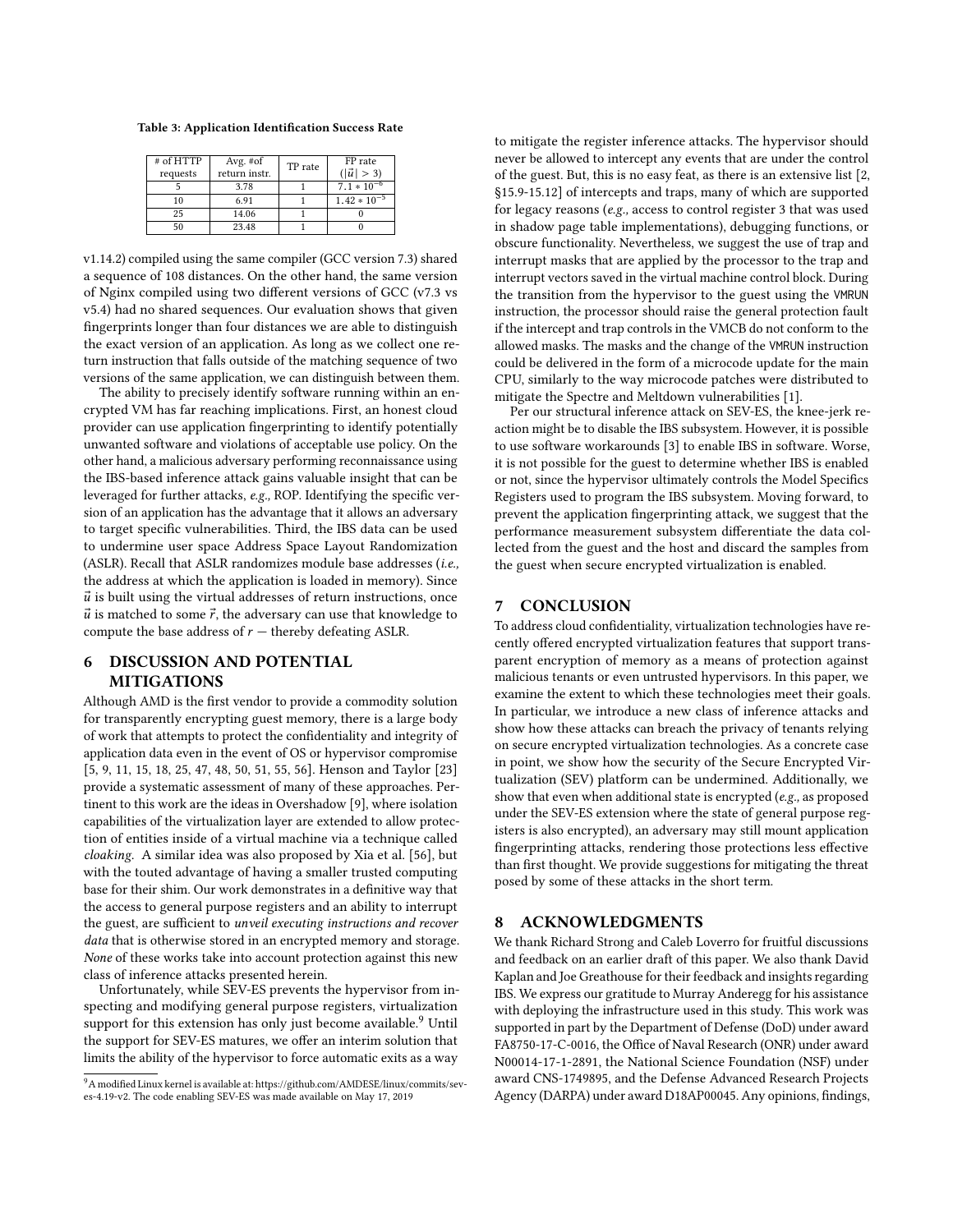**Table 3: Application Identification Success Rate**

| # of HTTP requests | Avg. #of return instr. | TP rate | FP rate ($\|\vec{u}\| > 3$) |
|---|---|---|---|
| 5 | 3.78 | 1 | $7.1 * 10^{-6}$ |
| 10 | 6.91 | 1 | $1.42 * 10^{-5}$ |
| 25 | 14.06 | 1 | 0 |
| 50 | 23.48 | 1 | 0 |

v1.14.2) compiled using the same compiler (GCC version 7.3) shared a sequence of 108 distances. On the other hand, the same version of Nginx compiled using two different versions of GCC (v7.3 vs v5.4) had no shared sequences. Our evaluation shows that given fingerprints longer than four distances we are able to distinguish the exact version of an application. As long as we collect one return instruction that falls outside of the matching sequence of two versions of the same application, we can distinguish between them.

The ability to precisely identify software running within an encrypted VM has far reaching implications. First, an honest cloud provider can use application fingerprinting to identify potentially unwanted software and violations of acceptable use policy. On the other hand, a malicious adversary performing reconnaissance using the IBS-based inference attack gains valuable insight that can be leveraged for further attacks, *e.g.,* ROP. Identifying the specific version of an application has the advantage that it allows an adversary to target specific vulnerabilities. Third, the IBS data can be used to undermine user space Address Space Layout Randomization (ASLR). Recall that ASLR randomizes module base addresses (*i.e.,* the address at which the application is loaded in memory). Since $\vec{u}$ is built using the virtual addresses of return instructions, once $\vec{u}$ is matched to some $\vec{r}$, the adversary can use that knowledge to compute the base address of $r$ — thereby defeating ASLR.

## 6 DISCUSSION AND POTENTIAL MITIGATIONS

Although AMD is the first vendor to provide a commodity solution for transparently encrypting guest memory, there is a large body of work that attempts to protect the confidentiality and integrity of application data even in the event of OS or hypervisor compromise [5, 9, 11, 15, 18, 25, 47, 48, 50, 51, 55, 56]. Henson and Taylor [23] provide a systematic assessment of many of these approaches. Pertinent to this work are the ideas in Overshadow [9], where isolation capabilities of the virtualization layer are extended to allow protection of entities inside of a virtual machine via a technique called *cloaking*. A similar idea was also proposed by Xia et al. [56], but with the touted advantage of having a smaller trusted computing base for their shim. Our work demonstrates in a definitive way that the access to general purpose registers and an ability to interrupt the guest, are sufficient to *unveil executing instructions and recover data* that is otherwise stored in an encrypted memory and storage. *None* of these works take into account protection against this new class of inference attacks presented herein.

Unfortunately, while SEV-ES prevents the hypervisor from inspecting and modifying general purpose registers, virtualization support for this extension has only just become available.[9] Until the support for SEV-ES matures, we offer an interim solution that limits the ability of the hypervisor to force automatic exits as a way to mitigate the register inference attacks. The hypervisor should never be allowed to intercept any events that are under the control of the guest. But, this is no easy feat, as there is an extensive list [2, §15.9-15.12] of intercepts and traps, many of which are supported for legacy reasons (*e.g.,* access to control register 3 that was used in shadow page table implementations), debugging functions, or obscure functionality. Nevertheless, we suggest the use of trap and interrupt masks that are applied by the processor to the trap and interrupt vectors saved in the virtual machine control block. During the transition from the hypervisor to the guest using the VMRUN instruction, the processor should raise the general protection fault if the intercept and trap controls in the VMCB do not conform to the allowed masks. The masks and the change of the VMRUN instruction could be delivered in the form of a microcode update for the main CPU, similarly to the way microcode patches were distributed to mitigate the Spectre and Meltdown vulnerabilities [1].

Per our structural inference attack on SEV-ES, the knee-jerk reaction might be to disable the IBS subsystem. However, it is possible to use software workarounds [3] to enable IBS in software. Worse, it is not possible for the guest to determine whether IBS is enabled or not, since the hypervisor ultimately controls the Model Specifics Registers used to program the IBS subsystem. Moving forward, to prevent the application fingerprinting attack, we suggest that the performance measurement subsystem differentiate the data collected from the guest and the host and discard the samples from the guest when secure encrypted virtualization is enabled.

## 7 CONCLUSION

To address cloud confidentiality, virtualization technologies have recently offered encrypted virtualization features that support transparent encryption of memory as a means of protection against malicious tenants or even untrusted hypervisors. In this paper, we examine the extent to which these technologies meet their goals. In particular, we introduce a new class of inference attacks and show how these attacks can breach the privacy of tenants relying on secure encrypted virtualization technologies. As a concrete case in point, we show how the security of the Secure Encrypted Virtualization (SEV) platform can be undermined. Additionally, we show that even when additional state is encrypted (*e.g.,* as proposed under the SEV-ES extension where the state of general purpose registers is also encrypted), an adversary may still mount application fingerprinting attacks, rendering those protections less effective than first thought. We provide suggestions for mitigating the threat posed by some of these attacks in the short term.

## 8 ACKNOWLEDGMENTS

We thank Richard Strong and Caleb Loverro for fruitful discussions and feedback on an earlier draft of this paper. We also thank David Kaplan and Joe Greathouse for their feedback and insights regarding IBS. We express our gratitude to Murray Anderegg for his assistance with deploying the infrastructure used in this study. This work was supported in part by the Department of Defense (DoD) under award FA8750-17-C-0016, the Office of Naval Research (ONR) under award N00014-17-1-2891, the National Science Foundation (NSF) under award CNS-1749895, and the Defense Advanced Research Projects Agency (DARPA) under award D18AP00045. Any opinions, findings,

[9] A modified Linux kernel is available at: https://github.com/AMDESE/linux/commits/sev-es-4.19-v2. The code enabling SEV-ES was made available on May 17, 2019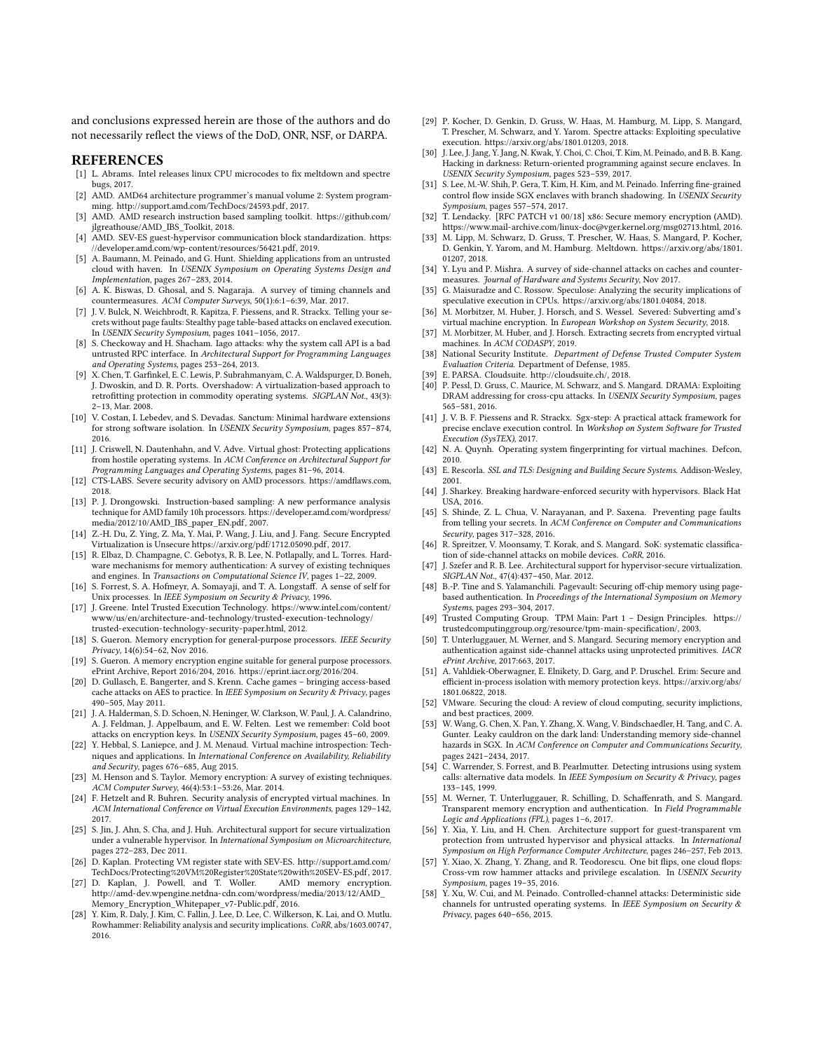and conclusions expressed herein are those of the authors and do not necessarily reflect the views of the DoD, ONR, NSF, or DARPA.

## REFERENCES

- [1] L. Abrams. Intel releases linux CPU microcodes to fix meltdown and spectre bugs, 2017.
- [2] AMD. AMD64 architecture programmer's manual volume 2: System programming. http://support.amd.com/TechDocs/24593.pdf, 2017.
- [3] AMD. AMD research instruction based sampling toolkit. https://github.com/jlgreathouse/AMD_IBS_Toolkit, 2018.
- [4] AMD. SEV-ES guest-hypervisor communication block standardization. https://developer.amd.com/wp-content/resources/56421.pdf, 2019.
- [5] A. Baumann, M. Peinado, and G. Hunt. Shielding applications from an untrusted cloud with haven. In *USENIX Symposium on Operating Systems Design and Implementation*, pages 267–283, 2014.
- [6] A. K. Biswas, D. Ghosal, and S. Nagaraja. A survey of timing channels and countermeasures. *ACM Computer Surveys*, 50(1):6:1–6:39, Mar. 2017.
- [7] J. V. Bulck, N. Weichbrodt, R. Kapitza, F. Piessens, and R. Strackx. Telling your secrets without page faults: Stealthy page table-based attacks on enclaved execution. In *USENIX Security Symposium*, pages 1041–1056, 2017.
- [8] S. Checkoway and H. Shacham. Iago attacks: why the system call API is a bad untrusted RPC interface. In *Architectural Support for Programming Languages and Operating Systems*, pages 253–264, 2013.
- [9] X. Chen, T. Garfinkel, E. C. Lewis, P. Subrahmanyam, C. A. Waldspurger, D. Boneh, J. Dwoskin, and D. R. Ports. Overshadow: A virtualization-based approach to retrofitting protection in commodity operating systems. *SIGPLAN Not.*, 43(3):2–13, Mar. 2008.
- [10] V. Costan, I. Lebedev, and S. Devadas. Sanctum: Minimal hardware extensions for strong software isolation. In *USENIX Security Symposium*, pages 857–874, 2016.
- [11] J. Criswell, N. Dautenhahn, and V. Adve. Virtual ghost: Protecting applications from hostile operating systems. In *ACM Conference on Architectural Support for Programming Languages and Operating Systems*, pages 81–96, 2014.
- [12] CTS-LABS. Severe security advisory on AMD processors. https://amdflaws.com, 2018.
- [13] P. J. Drongowski. Instruction-based sampling: A new performance analysis technique for AMD family 10h processors. https://developer.amd.com/wordpress/media/2012/10/AMD_IBS_paper_EN.pdf, 2007.
- [14] Z.-H. Du, Z. Ying, Z. Ma, Y. Mai, P. Wang, J. Liu, and J. Fang. Secure Encrypted Virtualization is Unsecure https://arxiv.org/pdf/1712.05090.pdf, 2017.
- [15] R. Elbaz, D. Champagne, C. Gebotys, R. B. Lee, N. Potlapally, and L. Torres. Hardware mechanisms for memory authentication: A survey of existing techniques and engines. In *Transactions on Computational Science IV*, pages 1–22, 2009.
- [16] S. Forrest, S. A. Hofmeyr, A. Somayaji, and T. A. Longstaff. A sense of self for Unix processes. In *IEEE Symposium on Security & Privacy*, 1996.
- [17] J. Greene. Intel Trusted Execution Technology. https://www.intel.com/content/www/us/en/architecture-and-technology/trusted-execution-technology/trusted-execution-technology-security-paper.html, 2012.
- [18] S. Gueron. Memory encryption for general-purpose processors. *IEEE Security Privacy*, 14(6):54–62, Nov 2016.
- [19] S. Gueron. A memory encryption engine suitable for general purpose processors. ePrint Archive, Report 2016/204, 2016. https://eprint.iacr.org/2016/204.
- [20] D. Gullasch, E. Bangerter, and S. Krenn. Cache games – bringing access-based cache attacks on AES to practice. In *IEEE Symposium on Security & Privacy*, pages 490–505, May 2011.
- [21] J. A. Halderman, S. D. Schoen, N. Heninger, W. Clarkson, W. Paul, J. A. Calandrino, A. J. Feldman, J. Appelbaum, and E. W. Felten. Lest we remember: Cold boot attacks on encryption keys. In *USENIX Security Symposium*, pages 45–60, 2009.
- [22] Y. Hebbal, S. Laniepce, and J. M. Menaud. Virtual machine introspection: Techniques and applications. In *International Conference on Availability, Reliability and Security*, pages 676–685, Aug 2015.
- [23] M. Henson and S. Taylor. Memory encryption: A survey of existing techniques. *ACM Computer Survey*, 46(4):53:1–53:26, Mar. 2014.
- [24] F. Hetzelt and R. Buhren. Security analysis of encrypted virtual machines. In *ACM International Conference on Virtual Execution Environments*, pages 129–142, 2017.
- [25] S. Jin, J. Ahn, S. Cha, and J. Huh. Architectural support for secure virtualization under a vulnerable hypervisor. In *International Symposium on Microarchitecture*, pages 272–283, Dec 2011.
- [26] D. Kaplan. Protecting VM register state with SEV-ES. http://support.amd.com/TechDocs/Protecting%20VM%20Register%20State%20with%20SEV-ES.pdf, 2017.
- [27] D. Kaplan, J. Powell, and T. Woller. AMD memory encryption. http://amd-dev.wpengine.netdna-cdn.com/wordpress/media/2013/12/AMD_Memory_Encryption_Whitepaper_v7-Public.pdf, 2016.
- [28] Y. Kim, R. Daly, J. Kim, C. Fallin, J. Lee, D. Lee, C. Wilkerson, K. Lai, and O. Mutlu. Rowhammer: Reliability analysis and security implications. *CoRR*, abs/1603.00747, 2016.
- [29] P. Kocher, D. Genkin, D. Gruss, W. Haas, M. Hamburg, M. Lipp, S. Mangard, T. Prescher, M. Schwarz, and Y. Yarom. Spectre attacks: Exploiting speculative execution. https://arxiv.org/abs/1801.01203, 2018.
- [30] J. Lee, J. Jang, Y. Jang, N. Kwak, Y. Choi, C. Choi, T. Kim, M. Peinado, and B. B. Kang. Hacking in darkness: Return-oriented programming against secure enclaves. In *USENIX Security Symposium*, pages 523–539, 2017.
- [31] S. Lee, M.-W. Shih, P. Gera, T. Kim, H. Kim, and M. Peinado. Inferring fine-grained control flow inside SGX enclaves with branch shadowing. In *USENIX Security Symposium*, pages 557–574, 2017.
- [32] T. Lendacky. [RFC PATCH v1 00/18] x86: Secure memory encryption (AMD). https://www.mail-archive.com/linux-doc@vger.kernel.org/msg02713.html, 2016.
- [33] M. Lipp, M. Schwarz, D. Gruss, T. Prescher, W. Haas, S. Mangard, P. Kocher, D. Genkin, Y. Yarom, and M. Hamburg. Meltdown. https://arxiv.org/abs/1801.01207, 2018.
- [34] Y. Lyu and P. Mishra. A survey of side-channel attacks on caches and countermeasures. *Journal of Hardware and Systems Security*, Nov 2017.
- [35] G. Maisuradze and C. Rossow. Speculose: Analyzing the security implications of speculative execution in CPUs. https://arxiv.org/abs/1801.04084, 2018.
- [36] M. Morbitzer, M. Huber, J. Horsch, and S. Wessel. Severed: Subverting amd's virtual machine encryption. In *European Workshop on System Security*, 2018.
- [37] M. Morbitzer, M. Huber, and J. Horsch. Extracting secrets from encrypted virtual machines. In *ACM CODASPY*, 2019.
- [38] National Security Institute. *Department of Defense Trusted Computer System Evaluation Criteria*. Department of Defense, 1985.
- [39] E. PARSA. Cloudsuite. http://cloudsuite.ch/, 2018.
- [40] P. Pessl, D. Gruss, C. Maurice, M. Schwarz, and S. Mangard. DRAMA: Exploiting DRAM addressing for cross-cpu attacks. In *USENIX Security Symposium*, pages 565–581, 2016.
- [41] J. V. B. F. Piessens and R. Strackx. Sgx-step: A practical attack framework for precise enclave execution control. In *Workshop on System Software for Trusted Execution (SysTEX)*, 2017.
- [42] N. A. Quynh. Operating system fingerprinting for virtual machines. Defcon, 2010.
- [43] E. Rescorla. *SSL and TLS: Designing and Building Secure Systems*. Addison-Wesley, 2001.
- [44] J. Sharkey. Breaking hardware-enforced security with hypervisors. Black Hat USA, 2016.
- [45] S. Shinde, Z. L. Chua, V. Narayanan, and P. Saxena. Preventing page faults from telling your secrets. In *ACM Conference on Computer and Communications Security*, pages 317–328, 2016.
- [46] R. Spreitzer, V. Moonsamy, T. Korak, and S. Mangard. SoK: systematic classification of side-channel attacks on mobile devices. *CoRR*, 2016.
- [47] J. Szefer and R. B. Lee. Architectural support for hypervisor-secure virtualization. *SIGPLAN Not.*, 47(4):437–450, Mar. 2012.
- [48] B.-P. Tine and S. Yalamanchili. Pagevault: Securing off-chip memory using page-based authentication. In *Proceedings of the International Symposium on Memory Systems*, pages 293–304, 2017.
- [49] Trusted Computing Group. TPM Main: Part 1 – Design Principles. https://trustedcomputinggroup.org/resource/tpm-main-specification/, 2003.
- [50] T. Unterluggauer, M. Werner, and S. Mangard. Securing memory encryption and authentication against side-channel attacks using unprotected primitives. *IACR ePrint Archive*, 2017:663, 2017.
- [51] A. Vahldiek-Oberwagner, E. Elnikety, D. Garg, and P. Druschel. Erim: Secure and efficient in-process isolation with memory protection keys. https://arxiv.org/abs/1801.06822, 2018.
- [52] VMware. Securing the cloud: A review of cloud computing, security implictions, and best practices, 2009.
- [53] W. Wang, G. Chen, X. Pan, Y. Zhang, X. Wang, V. Bindschaedler, H. Tang, and C. A. Gunter. Leaky cauldron on the dark land: Understanding memory side-channel hazards in SGX. In *ACM Conference on Computer and Communications Security*, pages 2421–2434, 2017.
- [54] C. Warrender, S. Forrest, and B. Pearlmutter. Detecting intrusions using system calls: alternative data models. In *IEEE Symposium on Security & Privacy*, pages 133–145, 1999.
- [55] M. Werner, T. Unterluggauer, R. Schilling, D. Schaffenrath, and S. Mangard. Transparent memory encryption and authentication. In *Field Programmable Logic and Applications (FPL)*, pages 1–6, 2017.
- [56] Y. Xia, Y. Liu, and H. Chen. Architecture support for guest-transparent vm protection from untrusted hypervisor and physical attacks. In *International Symposium on High Performance Computer Architecture*, pages 246–257, Feb 2013.
- [57] Y. Xiao, X. Zhang, Y. Zhang, and R. Teodorescu. One bit flips, one cloud flops: Cross-vm row hammer attacks and privilege escalation. In *USENIX Security Symposium*, pages 19–35, 2016.
- [58] Y. Xu, W. Cui, and M. Peinado. Controlled-channel attacks: Deterministic side channels for untrusted operating systems. In *IEEE Symposium on Security & Privacy*, pages 640–656, 2015.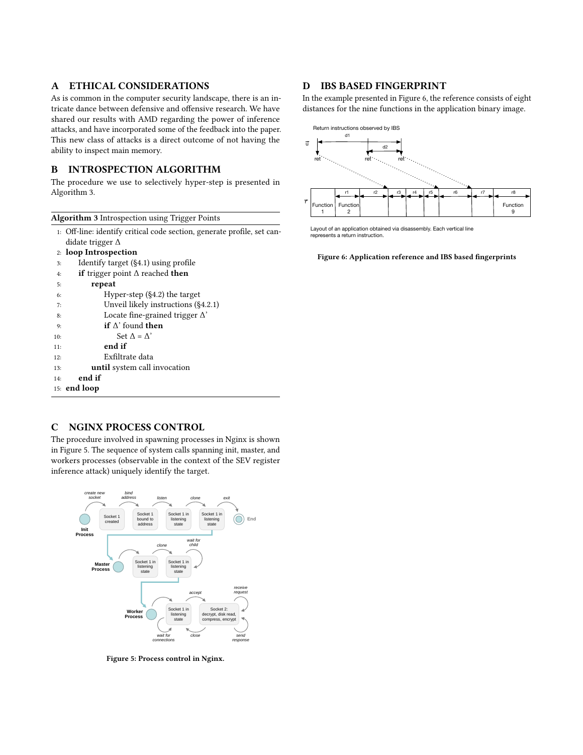## A ETHICAL CONSIDERATIONS

As is common in the computer security landscape, there is an intricate dance between defensive and offensive research. We have shared our results with AMD regarding the power of inference attacks, and have incorporated some of the feedback into the paper. This new class of attacks is a direct outcome of not having the ability to inspect main memory.

## B INTROSPECTION ALGORITHM

The procedure we use to selectively hyper-step is presented in Algorithm 3.

**Algorithm 3** Introspection using Trigger Points

```
1:  Off-line: identify critical code section, generate profile, set candidate trigger Δ
2:  loop Introspection
3:      Identify target (§4.1) using profile
4:      if trigger point Δ reached then
5:          repeat
6:              Hyper-step (§4.2) the target
7:              Unveil likely instructions (§4.2.1)
8:              Locate fine-grained trigger Δ'
9:              if Δ' found then
10:                 Set Δ = Δ'
11:             end if
12:             Exfiltrate data
13:         until system call invocation
14:     end if
15: end loop
```

## C NGINX PROCESS CONTROL

The procedure involved in spawning processes in Nginx is shown in Figure 5. The sequence of system calls spanning init, master, and workers processes (observable in the context of the SEV register inference attack) uniquely identify the target.

create new socket
bind address
listen
clone
exit
Init Process
Socket 1 created
Socket 1 bound to address
Socket 1 in listening state
Socket 1 in listening state
End
Master Process
clone
wait for child
Socket 1 in listening state
Socket 1 in listening state
Worker Process
accept
receive request
Socket 1 in listening state
Socket 2: decrypt, disk read, compress, encrypt
wait for connections
close
send response

**Figure 5: Process control in Nginx.**

## D IBS BASED FINGERPRINT

In the example presented in Figure 6, the reference consists of eight distances for the nine functions in the application binary image.

Return instructions observed by IBS
d1
d2
U
ret
ret
ret
T
Function 1
Function 2
r1
r2
r3
r4
r5
r6
r7
r8
Function 9
Layout of an application obtained via disassembly. Each vertical line represents a return instruction.

**Figure 6: Application reference and IBS based fingerprints**